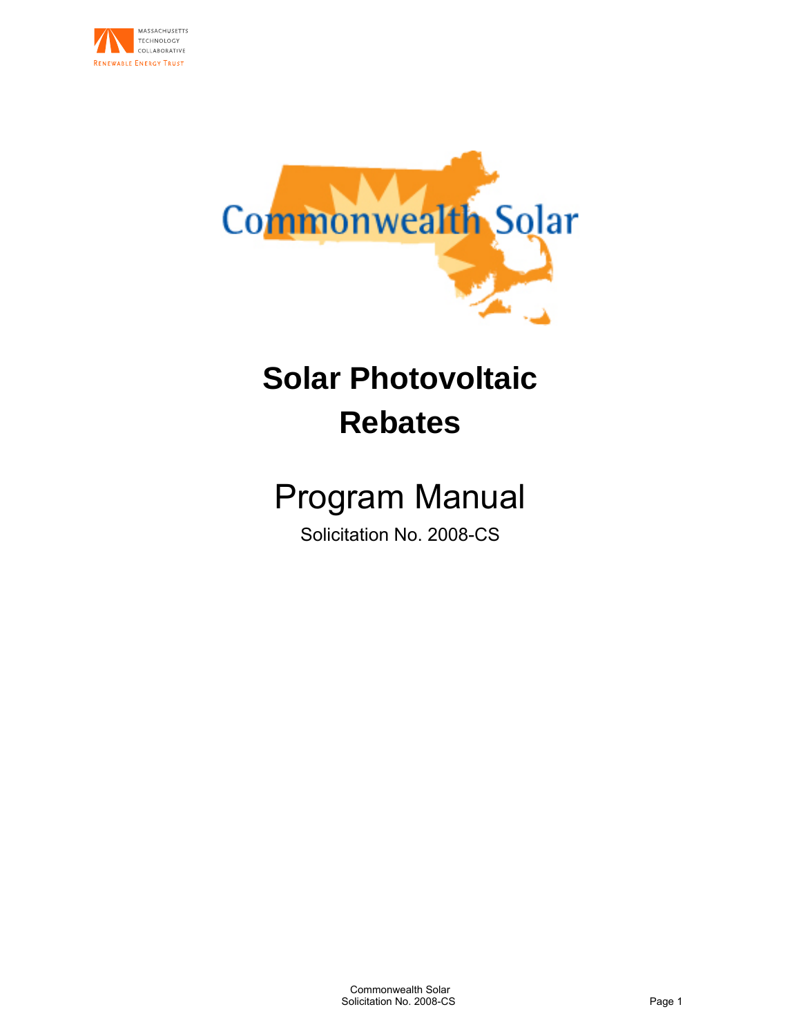MASSACHUSETTS TECHNOLOGY COLLABORATIVE

RENEWABLE ENERGY TRUST

Commonwealth Solar

# Solar Photovoltaic Rebates

# Program Manual

Solicitation No. 2008-CS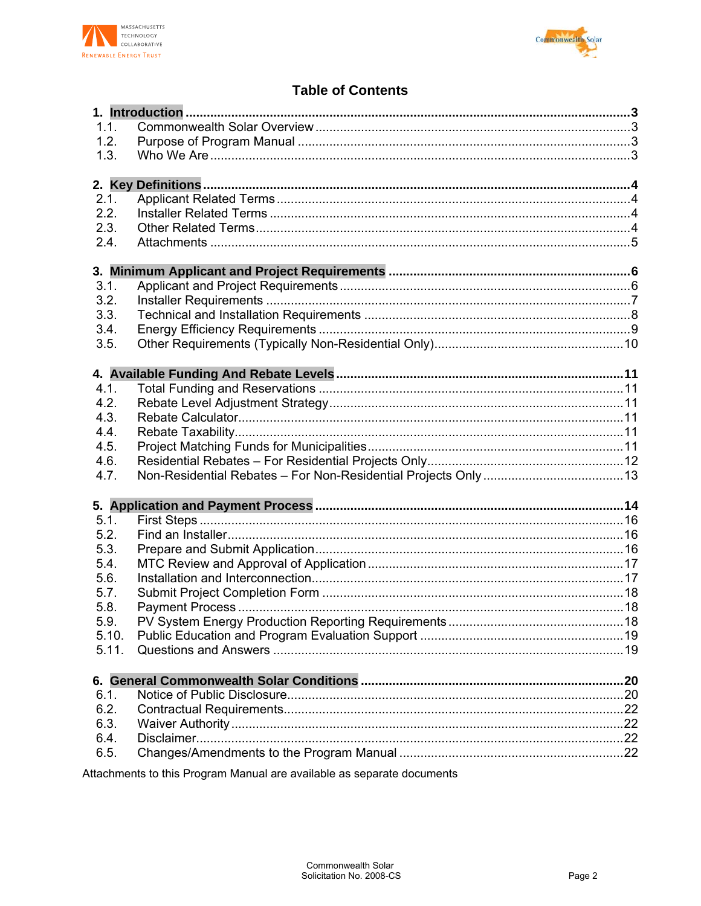# Table of Contents

**1. Introduction** ..... **3**

- 1.1. Commonwealth Solar Overview ..... 3
- 1.2. Purpose of Program Manual ..... 3
- 1.3. Who We Are ..... 3

**2. Key Definitions** ..... **4**

- 2.1. Applicant Related Terms ..... 4
- 2.2. Installer Related Terms ..... 4
- 2.3. Other Related Terms ..... 4
- 2.4. Attachments ..... 5

**3. Minimum Applicant and Project Requirements** ..... **6**

- 3.1. Applicant and Project Requirements ..... 6
- 3.2. Installer Requirements ..... 7
- 3.3. Technical and Installation Requirements ..... 8
- 3.4. Energy Efficiency Requirements ..... 9
- 3.5. Other Requirements (Typically Non-Residential Only) ..... 10

**4. Available Funding And Rebate Levels** ..... **11**

- 4.1. Total Funding and Reservations ..... 11
- 4.2. Rebate Level Adjustment Strategy ..... 11
- 4.3. Rebate Calculator ..... 11
- 4.4. Rebate Taxability ..... 11
- 4.5. Project Matching Funds for Municipalities ..... 11
- 4.6. Residential Rebates – For Residential Projects Only ..... 12
- 4.7. Non-Residential Rebates – For Non-Residential Projects Only ..... 13

**5. Application and Payment Process** ..... **14**

- 5.1. First Steps ..... 16
- 5.2. Find an Installer ..... 16
- 5.3. Prepare and Submit Application ..... 16
- 5.4. MTC Review and Approval of Application ..... 17
- 5.6. Installation and Interconnection ..... 17
- 5.7. Submit Project Completion Form ..... 18
- 5.8. Payment Process ..... 18
- 5.9. PV System Energy Production Reporting Requirements ..... 18
- 5.10. Public Education and Program Evaluation Support ..... 19
- 5.11. Questions and Answers ..... 19

**6. General Commonwealth Solar Conditions** ..... **20**

- 6.1. Notice of Public Disclosure ..... 20
- 6.2. Contractual Requirements ..... 22
- 6.3. Waiver Authority ..... 22
- 6.4. Disclaimer ..... 22
- 6.5. Changes/Amendments to the Program Manual ..... 22

Attachments to this Program Manual are available as separate documents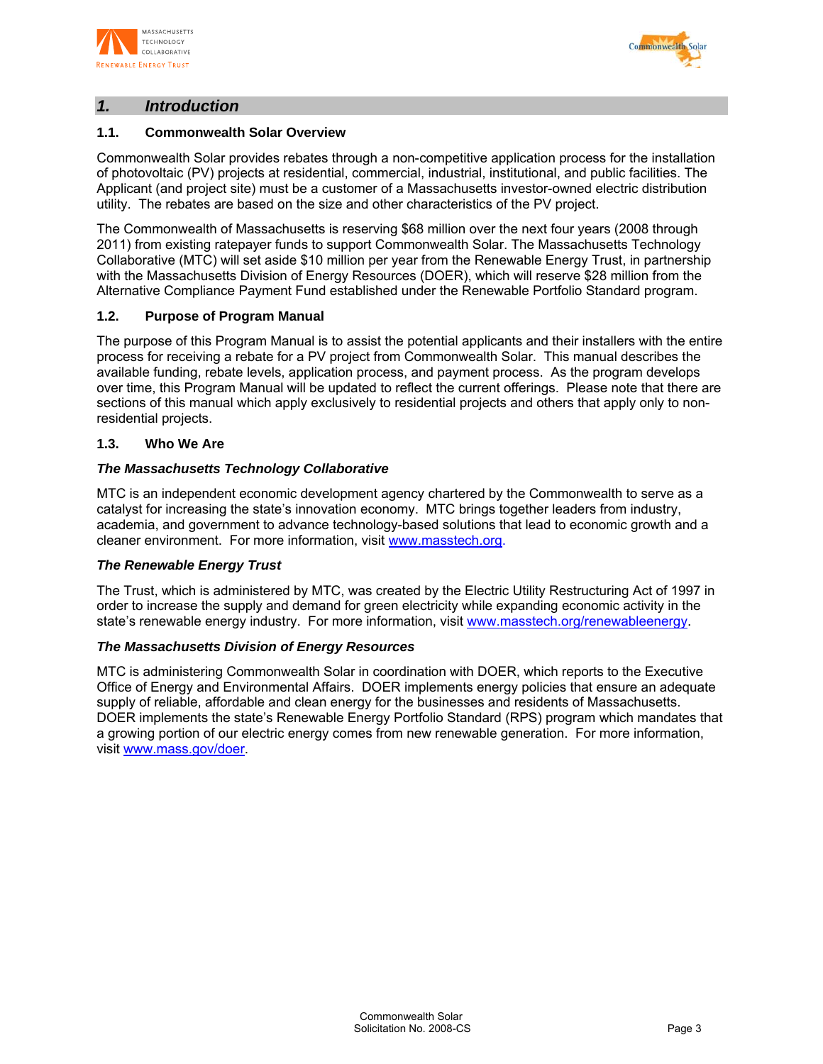# 1. *Introduction*

## 1.1. Commonwealth Solar Overview

Commonwealth Solar provides rebates through a non-competitive application process for the installation of photovoltaic (PV) projects at residential, commercial, industrial, institutional, and public facilities. The Applicant (and project site) must be a customer of a Massachusetts investor-owned electric distribution utility. The rebates are based on the size and other characteristics of the PV project.

The Commonwealth of Massachusetts is reserving $68 million over the next four years (2008 through 2011) from existing ratepayer funds to support Commonwealth Solar. The Massachusetts Technology Collaborative (MTC) will set aside $10 million per year from the Renewable Energy Trust, in partnership with the Massachusetts Division of Energy Resources (DOER), which will reserve $28 million from the Alternative Compliance Payment Fund established under the Renewable Portfolio Standard program.

## 1.2. Purpose of Program Manual

The purpose of this Program Manual is to assist the potential applicants and their installers with the entire process for receiving a rebate for a PV project from Commonwealth Solar. This manual describes the available funding, rebate levels, application process, and payment process. As the program develops over time, this Program Manual will be updated to reflect the current offerings. Please note that there are sections of this manual which apply exclusively to residential projects and others that apply only to non-residential projects.

## 1.3. Who We Are

***The Massachusetts Technology Collaborative***

MTC is an independent economic development agency chartered by the Commonwealth to serve as a catalyst for increasing the state's innovation economy. MTC brings together leaders from industry, academia, and government to advance technology-based solutions that lead to economic growth and a cleaner environment. For more information, visit www.masstech.org.

***The Renewable Energy Trust***

The Trust, which is administered by MTC, was created by the Electric Utility Restructuring Act of 1997 in order to increase the supply and demand for green electricity while expanding economic activity in the state's renewable energy industry. For more information, visit www.masstech.org/renewableenergy.

***The Massachusetts Division of Energy Resources***

MTC is administering Commonwealth Solar in coordination with DOER, which reports to the Executive Office of Energy and Environmental Affairs. DOER implements energy policies that ensure an adequate supply of reliable, affordable and clean energy for the businesses and residents of Massachusetts. DOER implements the state's Renewable Energy Portfolio Standard (RPS) program which mandates that a growing portion of our electric energy comes from new renewable generation. For more information, visit www.mass.gov/doer.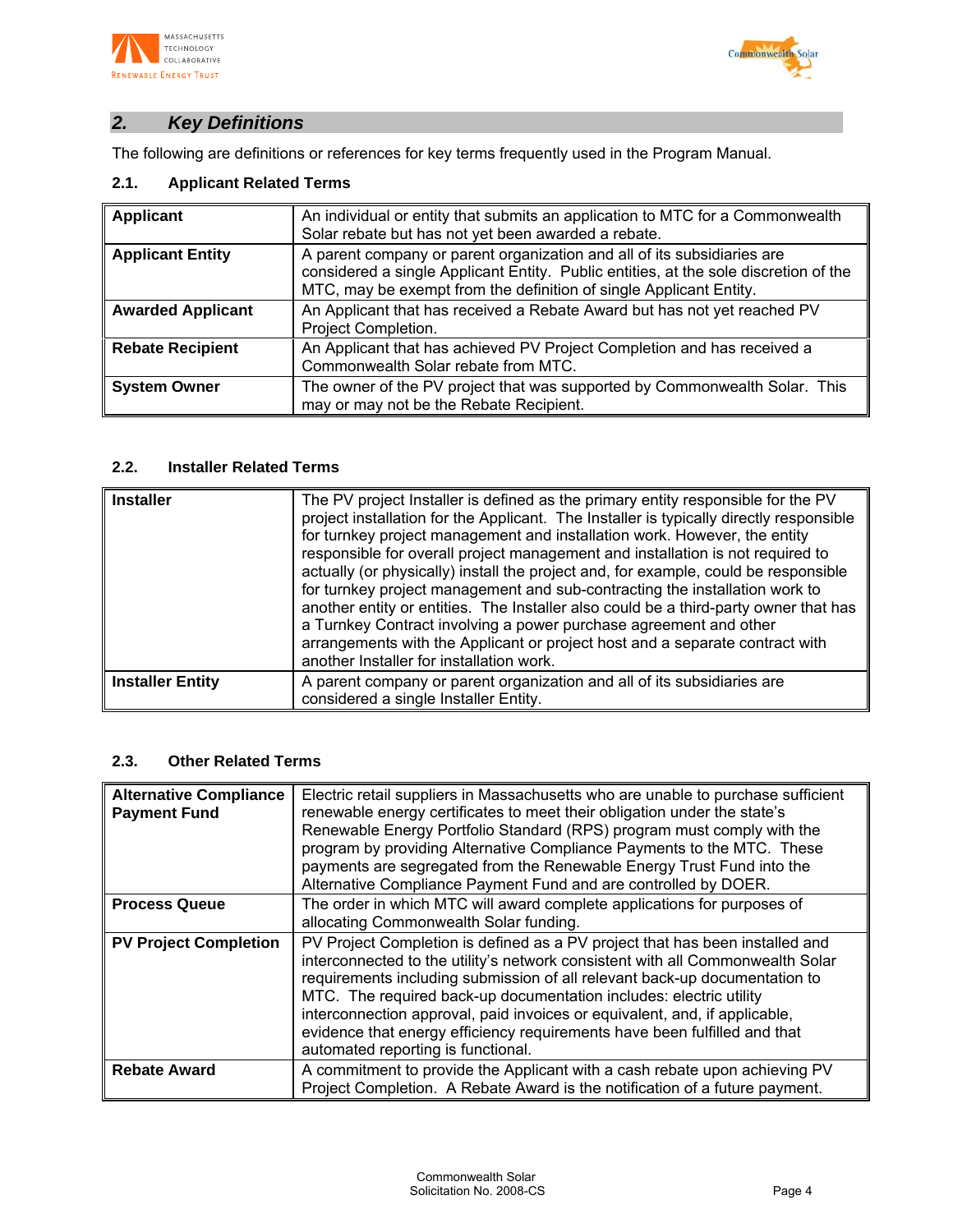## 2. Key Definitions

The following are definitions or references for key terms frequently used in the Program Manual.

### 2.1. Applicant Related Terms

| Term | Definition |
|---|---|
| **Applicant** | An individual or entity that submits an application to MTC for a Commonwealth Solar rebate but has not yet been awarded a rebate. |
| **Applicant Entity** | A parent company or parent organization and all of its subsidiaries are considered a single Applicant Entity. Public entities, at the sole discretion of the MTC, may be exempt from the definition of single Applicant Entity. |
| **Awarded Applicant** | An Applicant that has received a Rebate Award but has not yet reached PV Project Completion. |
| **Rebate Recipient** | An Applicant that has achieved PV Project Completion and has received a Commonwealth Solar rebate from MTC. |
| **System Owner** | The owner of the PV project that was supported by Commonwealth Solar. This may or may not be the Rebate Recipient. |

### 2.2. Installer Related Terms

| Term | Definition |
|---|---|
| **Installer** | The PV project Installer is defined as the primary entity responsible for the PV project installation for the Applicant. The Installer is typically directly responsible for turnkey project management and installation work. However, the entity responsible for overall project management and installation is not required to actually (or physically) install the project and, for example, could be responsible for turnkey project management and sub-contracting the installation work to another entity or entities. The Installer also could be a third-party owner that has a Turnkey Contract involving a power purchase agreement and other arrangements with the Applicant or project host and a separate contract with another Installer for installation work. |
| **Installer Entity** | A parent company or parent organization and all of its subsidiaries are considered a single Installer Entity. |

### 2.3. Other Related Terms

| Term | Definition |
|---|---|
| **Alternative Compliance Payment Fund** | Electric retail suppliers in Massachusetts who are unable to purchase sufficient renewable energy certificates to meet their obligation under the state's Renewable Energy Portfolio Standard (RPS) program must comply with the program by providing Alternative Compliance Payments to the MTC. These payments are segregated from the Renewable Energy Trust Fund into the Alternative Compliance Payment Fund and are controlled by DOER. |
| **Process Queue** | The order in which MTC will award complete applications for purposes of allocating Commonwealth Solar funding. |
| **PV Project Completion** | PV Project Completion is defined as a PV project that has been installed and interconnected to the utility's network consistent with all Commonwealth Solar requirements including submission of all relevant back-up documentation to MTC. The required back-up documentation includes: electric utility interconnection approval, paid invoices or equivalent, and, if applicable, evidence that energy efficiency requirements have been fulfilled and that automated reporting is functional. |
| **Rebate Award** | A commitment to provide the Applicant with a cash rebate upon achieving PV Project Completion. A Rebate Award is the notification of a future payment. |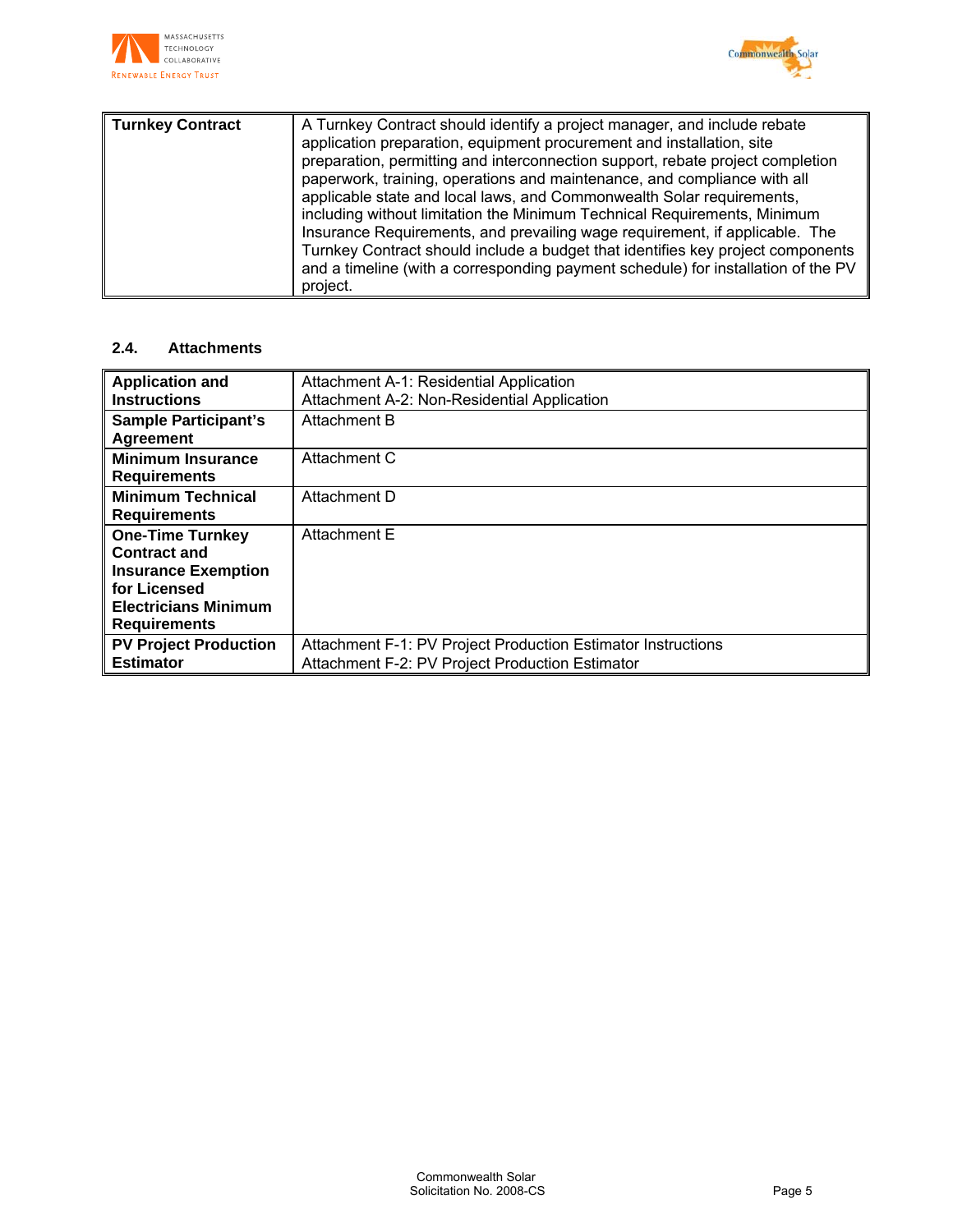| **Turnkey Contract** | A Turnkey Contract should identify a project manager, and include rebate application preparation, equipment procurement and installation, site preparation, permitting and interconnection support, rebate project completion paperwork, training, operations and maintenance, and compliance with all applicable state and local laws, and Commonwealth Solar requirements, including without limitation the Minimum Technical Requirements, Minimum Insurance Requirements, and prevailing wage requirement, if applicable. The Turnkey Contract should include a budget that identifies key project components and a timeline (with a corresponding payment schedule) for installation of the PV project. |
|---|---|

### 2.4. Attachments

| **Application and Instructions** | Attachment A-1: Residential Application<br>Attachment A-2: Non-Residential Application |
|---|---|
| **Sample Participant's Agreement** | Attachment B |
| **Minimum Insurance Requirements** | Attachment C |
| **Minimum Technical Requirements** | Attachment D |
| **One-Time Turnkey Contract and Insurance Exemption for Licensed Electricians Minimum Requirements** | Attachment E |
| **PV Project Production Estimator** | Attachment F-1: PV Project Production Estimator Instructions<br>Attachment F-2: PV Project Production Estimator |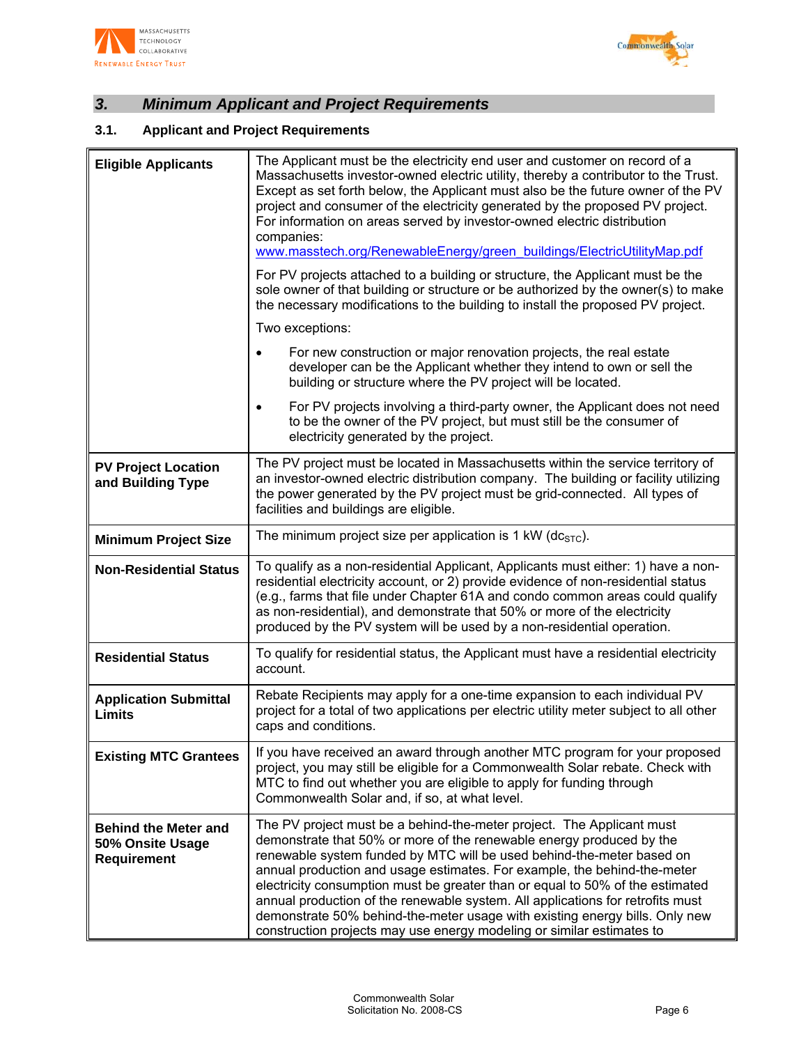## 3. Minimum Applicant and Project Requirements

### 3.1. Applicant and Project Requirements

| | |
|---|---|
| **Eligible Applicants** | The Applicant must be the electricity end user and customer on record of a Massachusetts investor-owned electric utility, thereby a contributor to the Trust. Except as set forth below, the Applicant must also be the future owner of the PV project and consumer of the electricity generated by the proposed PV project. For information on areas served by investor-owned electric distribution companies: www.masstech.org/RenewableEnergy/green_buildings/ElectricUtilityMap.pdf<br><br>For PV projects attached to a building or structure, the Applicant must be the sole owner of that building or structure or be authorized by the owner(s) to make the necessary modifications to the building to install the proposed PV project.<br><br>Two exceptions:<br><br>• For new construction or major renovation projects, the real estate developer can be the Applicant whether they intend to own or sell the building or structure where the PV project will be located.<br><br>• For PV projects involving a third-party owner, the Applicant does not need to be the owner of the PV project, but must still be the consumer of electricity generated by the project. |
| **PV Project Location and Building Type** | The PV project must be located in Massachusetts within the service territory of an investor-owned electric distribution company. The building or facility utilizing the power generated by the PV project must be grid-connected. All types of facilities and buildings are eligible. |
| **Minimum Project Size** | The minimum project size per application is 1 kW ($dc_{STC}$). |
| **Non-Residential Status** | To qualify as a non-residential Applicant, Applicants must either: 1) have a non-residential electricity account, or 2) provide evidence of non-residential status (e.g., farms that file under Chapter 61A and condo common areas could qualify as non-residential), and demonstrate that 50% or more of the electricity produced by the PV system will be used by a non-residential operation. |
| **Residential Status** | To qualify for residential status, the Applicant must have a residential electricity account. |
| **Application Submittal Limits** | Rebate Recipients may apply for a one-time expansion to each individual PV project for a total of two applications per electric utility meter subject to all other caps and conditions. |
| **Existing MTC Grantees** | If you have received an award through another MTC program for your proposed project, you may still be eligible for a Commonwealth Solar rebate. Check with MTC to find out whether you are eligible to apply for funding through Commonwealth Solar and, if so, at what level. |
| **Behind the Meter and 50% Onsite Usage Requirement** | The PV project must be a behind-the-meter project. The Applicant must demonstrate that 50% or more of the renewable energy produced by the renewable system funded by MTC will be used behind-the-meter based on annual production and usage estimates. For example, the behind-the-meter electricity consumption must be greater than or equal to 50% of the estimated annual production of the renewable system. All applications for retrofits must demonstrate 50% behind-the-meter usage with existing energy bills. Only new construction projects may use energy modeling or similar estimates to |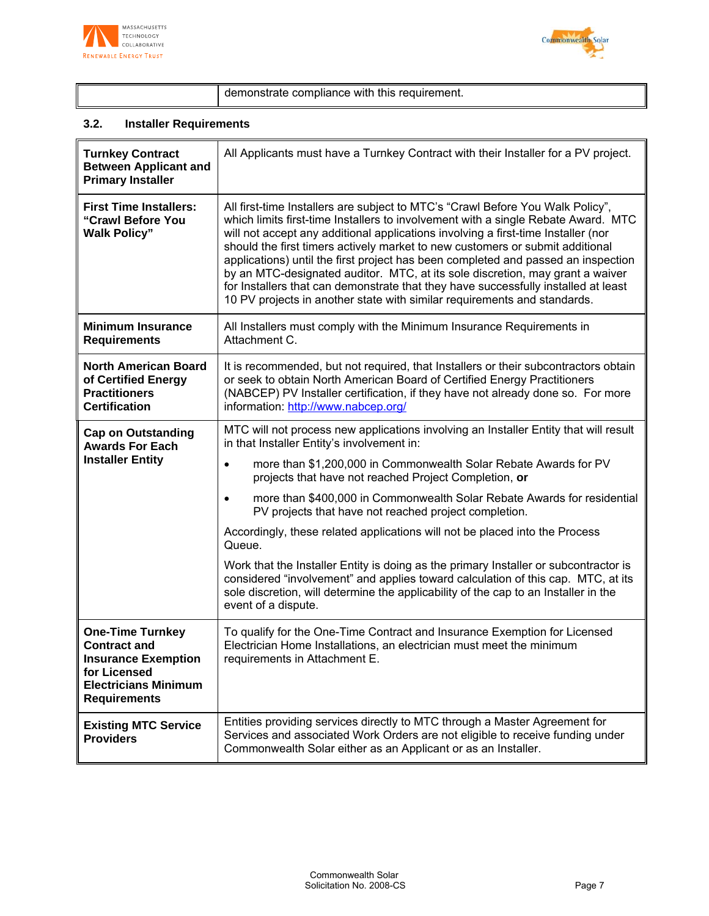| | demonstrate compliance with this requirement. |
|---|---|

### 3.2. Installer Requirements

| | |
|---|---|
| **Turnkey Contract Between Applicant and Primary Installer** | All Applicants must have a Turnkey Contract with their Installer for a PV project. |
| **First Time Installers: "Crawl Before You Walk Policy"** | All first-time Installers are subject to MTC's "Crawl Before You Walk Policy", which limits first-time Installers to involvement with a single Rebate Award. MTC will not accept any additional applications involving a first-time Installer (nor should the first timers actively market to new customers or submit additional applications) until the first project has been completed and passed an inspection by an MTC-designated auditor. MTC, at its sole discretion, may grant a waiver for Installers that can demonstrate that they have successfully installed at least 10 PV projects in another state with similar requirements and standards. |
| **Minimum Insurance Requirements** | All Installers must comply with the Minimum Insurance Requirements in Attachment C. |
| **North American Board of Certified Energy Practitioners Certification** | It is recommended, but not required, that Installers or their subcontractors obtain or seek to obtain North American Board of Certified Energy Practitioners (NABCEP) PV Installer certification, if they have not already done so. For more information: http://www.nabcep.org/ |
| **Cap on Outstanding Awards For Each Installer Entity** | MTC will not process new applications involving an Installer Entity that will result in that Installer Entity's involvement in:<br>• more than $1,200,000 in Commonwealth Solar Rebate Awards for PV projects that have not reached Project Completion, **or**<br>• more than $400,000 in Commonwealth Solar Rebate Awards for residential PV projects that have not reached project completion.<br><br>Accordingly, these related applications will not be placed into the Process Queue.<br><br>Work that the Installer Entity is doing as the primary Installer or subcontractor is considered "involvement" and applies toward calculation of this cap. MTC, at its sole discretion, will determine the applicability of the cap to an Installer in the event of a dispute. |
| **One-Time Turnkey Contract and Insurance Exemption for Licensed Electricians Minimum Requirements** | To qualify for the One-Time Contract and Insurance Exemption for Licensed Electrician Home Installations, an electrician must meet the minimum requirements in Attachment E. |
| **Existing MTC Service Providers** | Entities providing services directly to MTC through a Master Agreement for Services and associated Work Orders are not eligible to receive funding under Commonwealth Solar either as an Applicant or as an Installer. |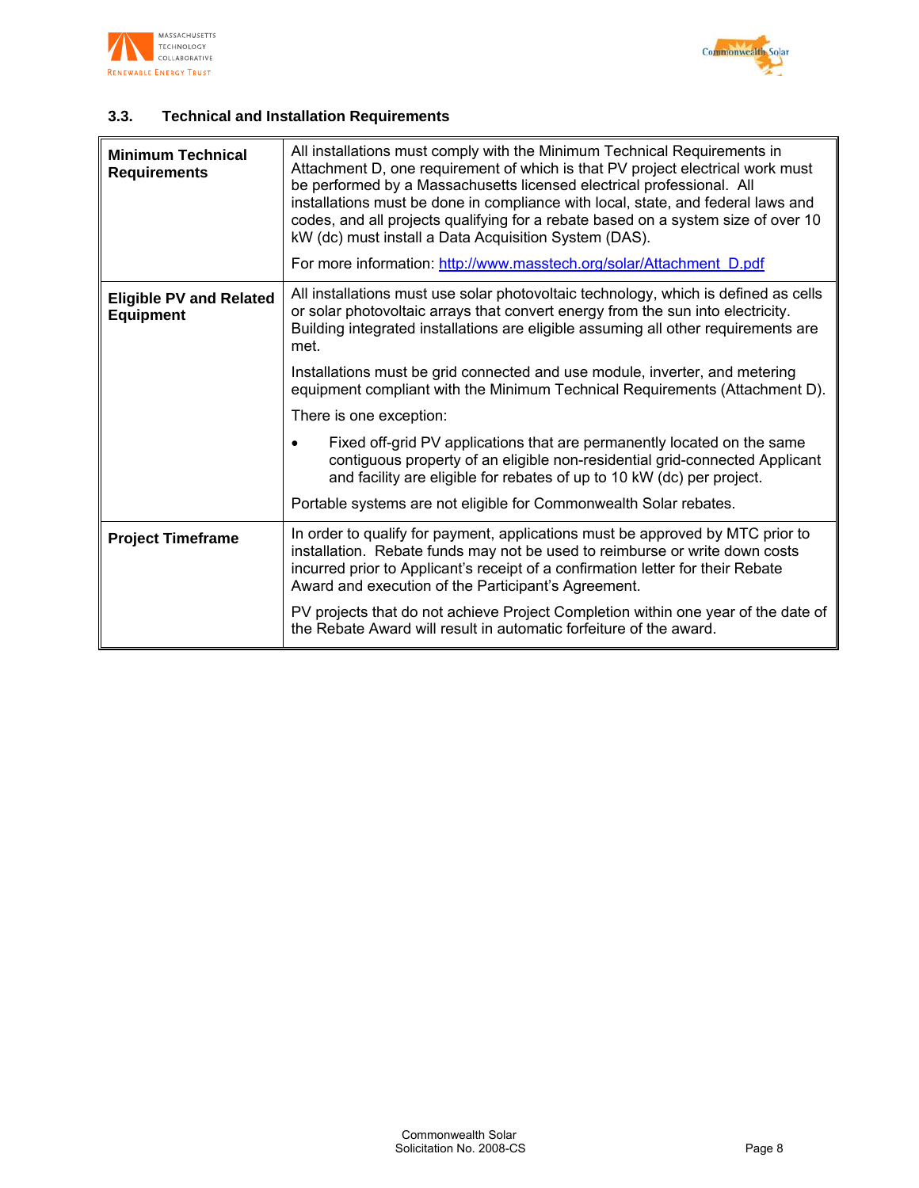### 3.3. Technical and Installation Requirements

| | |
|---|---|
| **Minimum Technical Requirements** | All installations must comply with the Minimum Technical Requirements in Attachment D, one requirement of which is that PV project electrical work must be performed by a Massachusetts licensed electrical professional. All installations must be done in compliance with local, state, and federal laws and codes, and all projects qualifying for a rebate based on a system size of over 10 kW (dc) must install a Data Acquisition System (DAS).<br><br>For more information: [http://www.masstech.org/solar/Attachment_D.pdf](http://www.masstech.org/solar/Attachment_D.pdf) |
| **Eligible PV and Related Equipment** | All installations must use solar photovoltaic technology, which is defined as cells or solar photovoltaic arrays that convert energy from the sun into electricity. Building integrated installations are eligible assuming all other requirements are met.<br><br>Installations must be grid connected and use module, inverter, and metering equipment compliant with the Minimum Technical Requirements (Attachment D).<br><br>There is one exception:<br><br>• Fixed off-grid PV applications that are permanently located on the same contiguous property of an eligible non-residential grid-connected Applicant and facility are eligible for rebates of up to 10 kW (dc) per project.<br><br>Portable systems are not eligible for Commonwealth Solar rebates. |
| **Project Timeframe** | In order to qualify for payment, applications must be approved by MTC prior to installation. Rebate funds may not be used to reimburse or write down costs incurred prior to Applicant's receipt of a confirmation letter for their Rebate Award and execution of the Participant's Agreement.<br><br>PV projects that do not achieve Project Completion within one year of the date of the Rebate Award will result in automatic forfeiture of the award. |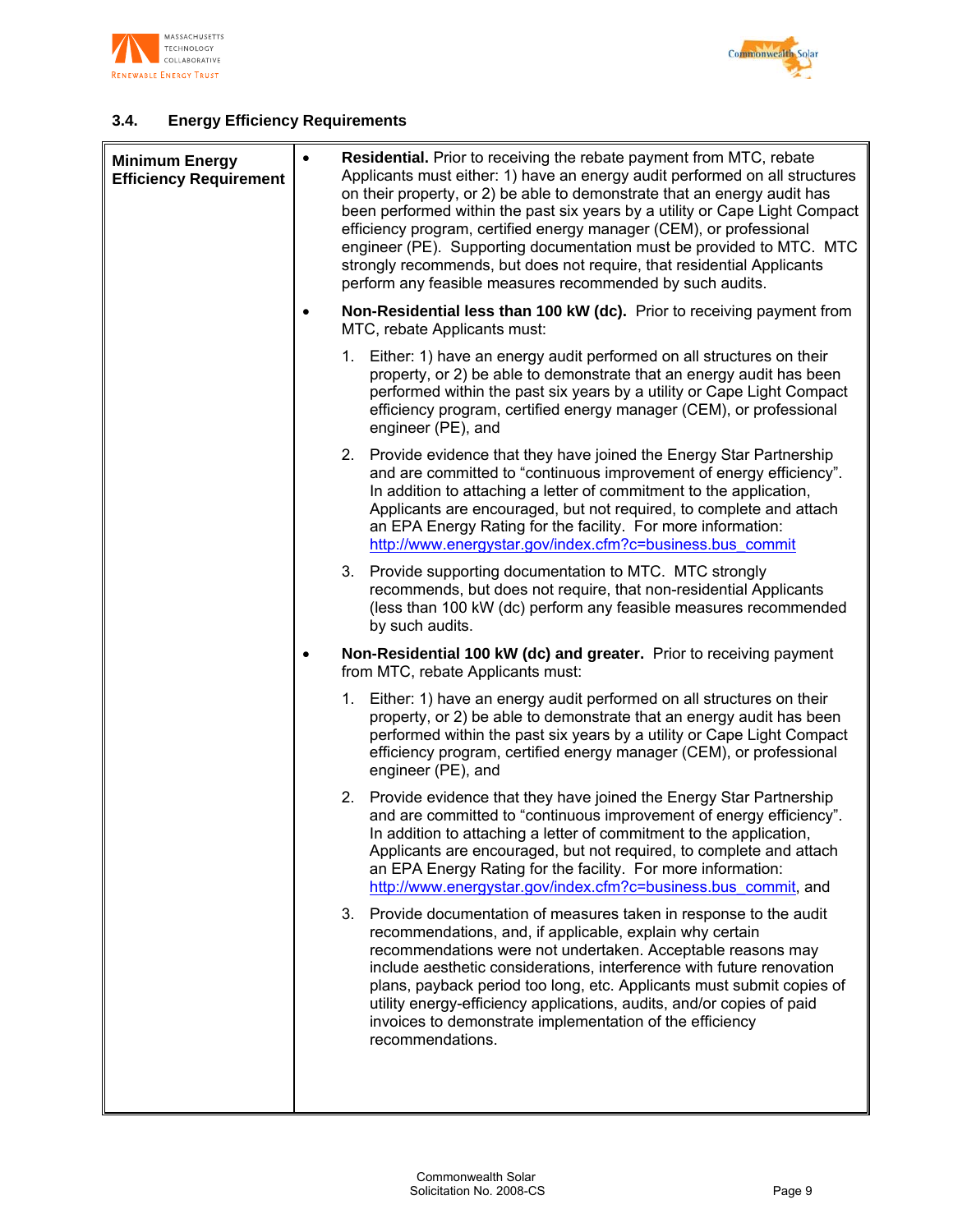### 3.4. Energy Efficiency Requirements

| **Minimum Energy Efficiency Requirement** | <ul><li>**Residential.** Prior to receiving the rebate payment from MTC, rebate Applicants must either: 1) have an energy audit performed on all structures on their property, or 2) be able to demonstrate that an energy audit has been performed within the past six years by a utility or Cape Light Compact efficiency program, certified energy manager (CEM), or professional engineer (PE). Supporting documentation must be provided to MTC. MTC strongly recommends, but does not require, that residential Applicants perform any feasible measures recommended by such audits.</li><li>**Non-Residential less than 100 kW (dc).** Prior to receiving payment from MTC, rebate Applicants must:<ol><li>Either: 1) have an energy audit performed on all structures on their property, or 2) be able to demonstrate that an energy audit has been performed within the past six years by a utility or Cape Light Compact efficiency program, certified energy manager (CEM), or professional engineer (PE), and</li><li>Provide evidence that they have joined the Energy Star Partnership and are committed to "continuous improvement of energy efficiency". In addition to attaching a letter of commitment to the application, Applicants are encouraged, but not required, to complete and attach an EPA Energy Rating for the facility. For more information: http://www.energystar.gov/index.cfm?c=business.bus_commit</li><li>Provide supporting documentation to MTC. MTC strongly recommends, but does not require, that non-residential Applicants (less than 100 kW (dc) perform any feasible measures recommended by such audits.</li></ol></li><li>**Non-Residential 100 kW (dc) and greater.** Prior to receiving payment from MTC, rebate Applicants must:<ol><li>Either: 1) have an energy audit performed on all structures on their property, or 2) be able to demonstrate that an energy audit has been performed within the past six years by a utility or Cape Light Compact efficiency program, certified energy manager (CEM), or professional engineer (PE), and</li><li>Provide evidence that they have joined the Energy Star Partnership and are committed to "continuous improvement of energy efficiency". In addition to attaching a letter of commitment to the application, Applicants are encouraged, but not required, to complete and attach an EPA Energy Rating for the facility. For more information: http://www.energystar.gov/index.cfm?c=business.bus_commit, and</li><li>Provide documentation of measures taken in response to the audit recommendations, and, if applicable, explain why certain recommendations were not undertaken. Acceptable reasons may include aesthetic considerations, interference with future renovation plans, payback period too long, etc. Applicants must submit copies of utility energy-efficiency applications, audits, and/or copies of paid invoices to demonstrate implementation of the efficiency recommendations.</li></ol></li></ul> |
|---|---|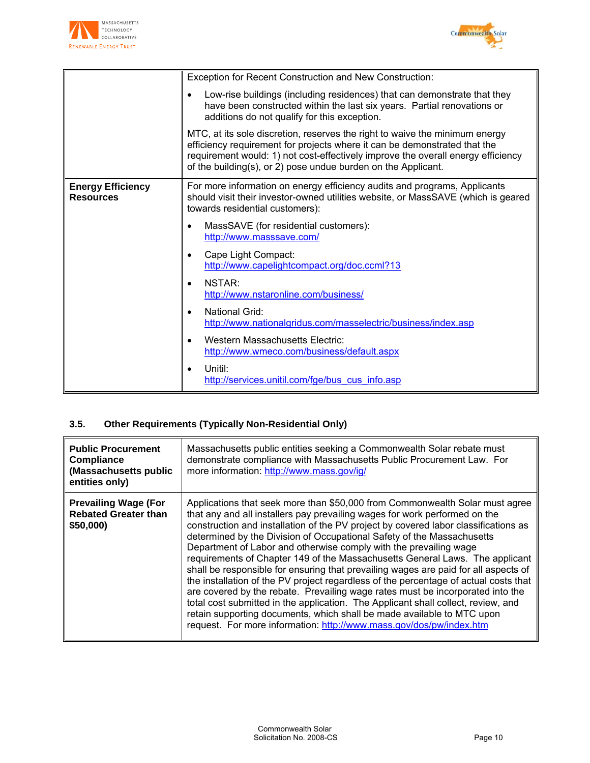| | |
|---|---|
| | Exception for Recent Construction and New Construction:<br><br>• Low-rise buildings (including residences) that can demonstrate that they have been constructed within the last six years. Partial renovations or additions do not qualify for this exception.<br><br>MTC, at its sole discretion, reserves the right to waive the minimum energy efficiency requirement for projects where it can be demonstrated that the requirement would: 1) not cost-effectively improve the overall energy efficiency of the building(s), or 2) pose undue burden on the Applicant. |
| **Energy Efficiency Resources** | For more information on energy efficiency audits and programs, Applicants should visit their investor-owned utilities website, or MassSAVE (which is geared towards residential customers):<br><br>• MassSAVE (for residential customers): http://www.masssave.com/<br>• Cape Light Compact: http://www.capelightcompact.org/doc.ccml?13<br>• NSTAR: http://www.nstaronline.com/business/<br>• National Grid: http://www.nationalgridus.com/masselectric/business/index.asp<br>• Western Massachusetts Electric: http://www.wmeco.com/business/default.aspx<br>• Unitil: http://services.unitil.com/fge/bus_cus_info.asp |

### 3.5. Other Requirements (Typically Non-Residential Only)

| | |
|---|---|
| **Public Procurement Compliance (Massachusetts public entities only)** | Massachusetts public entities seeking a Commonwealth Solar rebate must demonstrate compliance with Massachusetts Public Procurement Law. For more information: http://www.mass.gov/ig/ |
| **Prevailing Wage (For Rebated Greater than $50,000)** | Applications that seek more than $50,000 from Commonwealth Solar must agree that any and all installers pay prevailing wages for work performed on the construction and installation of the PV project by covered labor classifications as determined by the Division of Occupational Safety of the Massachusetts Department of Labor and otherwise comply with the prevailing wage requirements of Chapter 149 of the Massachusetts General Laws. The applicant shall be responsible for ensuring that prevailing wages are paid for all aspects of the installation of the PV project regardless of the percentage of actual costs that are covered by the rebate. Prevailing wage rates must be incorporated into the total cost submitted in the application. The Applicant shall collect, review, and retain supporting documents, which shall be made available to MTC upon request. For more information: http://www.mass.gov/dos/pw/index.htm |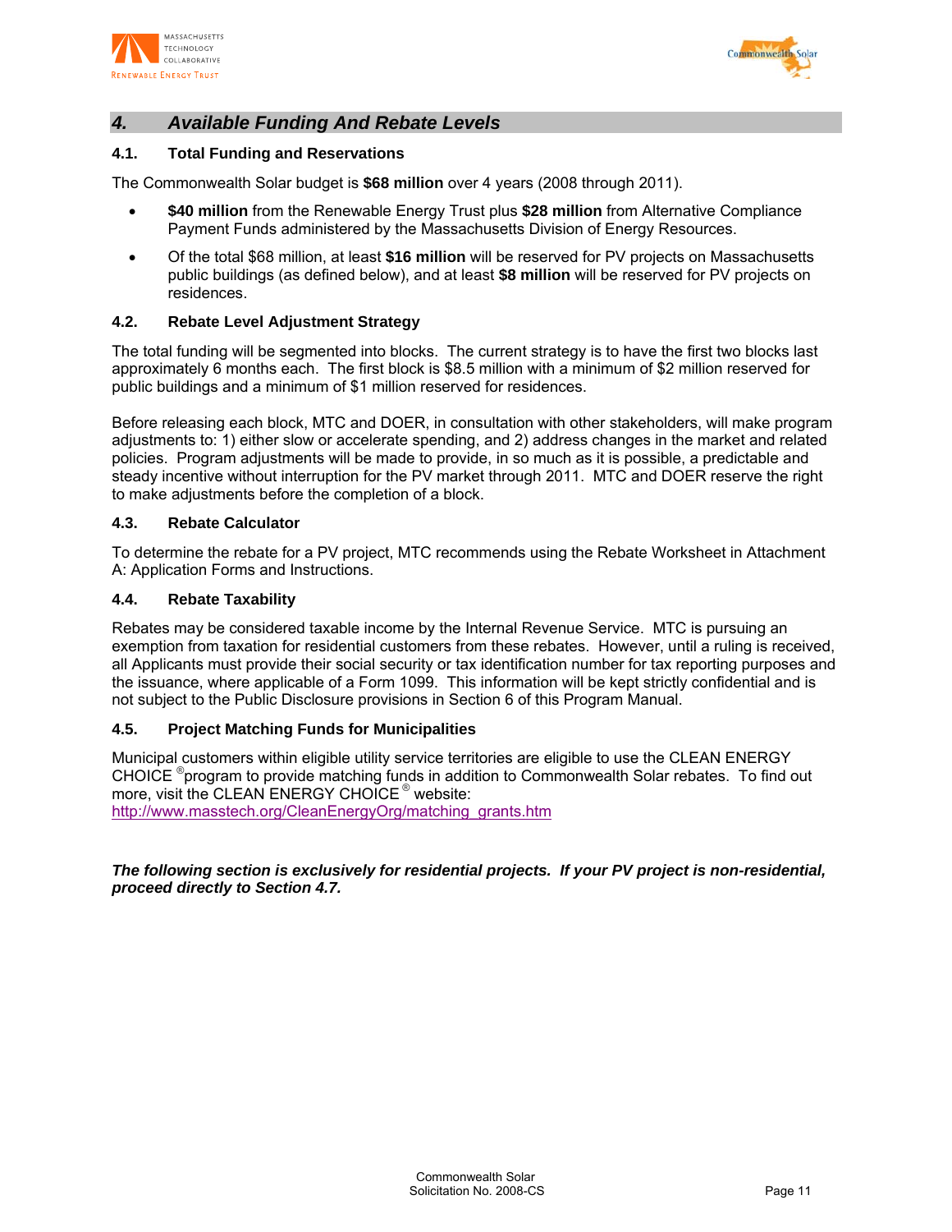## 4. *Available Funding And Rebate Levels*

### 4.1. Total Funding and Reservations

The Commonwealth Solar budget is **$68 million** over 4 years (2008 through 2011).

- **$40 million** from the Renewable Energy Trust plus **$28 million** from Alternative Compliance Payment Funds administered by the Massachusetts Division of Energy Resources.
- Of the total $68 million, at least **$16 million** will be reserved for PV projects on Massachusetts public buildings (as defined below), and at least **$8 million** will be reserved for PV projects on residences.

### 4.2. Rebate Level Adjustment Strategy

The total funding will be segmented into blocks. The current strategy is to have the first two blocks last approximately 6 months each. The first block is $8.5 million with a minimum of $2 million reserved for public buildings and a minimum of $1 million reserved for residences.

Before releasing each block, MTC and DOER, in consultation with other stakeholders, will make program adjustments to: 1) either slow or accelerate spending, and 2) address changes in the market and related policies. Program adjustments will be made to provide, in so much as it is possible, a predictable and steady incentive without interruption for the PV market through 2011. MTC and DOER reserve the right to make adjustments before the completion of a block.

### 4.3. Rebate Calculator

To determine the rebate for a PV project, MTC recommends using the Rebate Worksheet in Attachment A: Application Forms and Instructions.

### 4.4. Rebate Taxability

Rebates may be considered taxable income by the Internal Revenue Service. MTC is pursuing an exemption from taxation for residential customers from these rebates. However, until a ruling is received, all Applicants must provide their social security or tax identification number for tax reporting purposes and the issuance, where applicable of a Form 1099. This information will be kept strictly confidential and is not subject to the Public Disclosure provisions in Section 6 of this Program Manual.

### 4.5. Project Matching Funds for Municipalities

Municipal customers within eligible utility service territories are eligible to use the CLEAN ENERGY CHOICE ® program to provide matching funds in addition to Commonwealth Solar rebates. To find out more, visit the CLEAN ENERGY CHOICE ® website: http://www.masstech.org/CleanEnergyOrg/matching_grants.htm

***The following section is exclusively for residential projects. If your PV project is non-residential, proceed directly to Section 4.7.***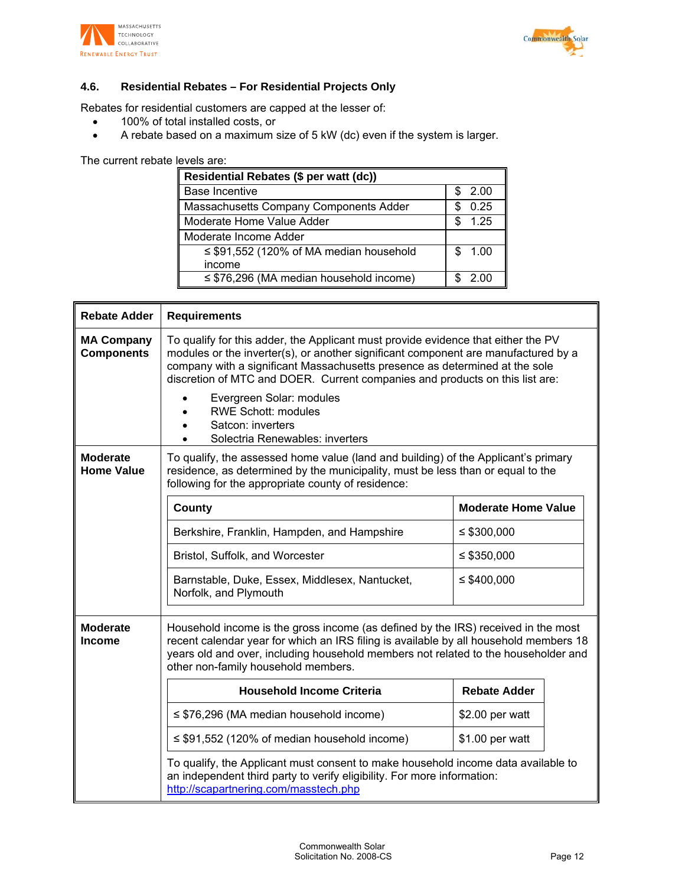### 4.6. Residential Rebates – For Residential Projects Only

Rebates for residential customers are capped at the lesser of:

- 100% of total installed costs, or
- A rebate based on a maximum size of 5 kW (dc) even if the system is larger.

The current rebate levels are:

| Residential Rebates ($ per watt (dc)) | |
|---|---|
| Base Incentive | $ 2.00 |
| Massachusetts Company Components Adder | $ 0.25 |
| Moderate Home Value Adder | $ 1.25 |
| Moderate Income Adder | |
| ≤ $91,552 (120% of MA median household income | $ 1.00 |
| ≤ $76,296 (MA median household income) | $ 2.00 |

| Rebate Adder | Requirements |
|---|---|
| **MA Company Components** | To qualify for this adder, the Applicant must provide evidence that either the PV modules or the inverter(s), or another significant component are manufactured by a company with a significant Massachusetts presence as determined at the sole discretion of MTC and DOER. Current companies and products on this list are: • Evergreen Solar: modules • RWE Schott: modules • Satcon: inverters • Solectria Renewables: inverters |
| **Moderate Home Value** | To qualify, the assessed home value (land and building) of the Applicant's primary residence, as determined by the municipality, must be less than or equal to the following for the appropriate county of residence: (see table below) |
| **Moderate Income** | Household income is the gross income (as defined by the IRS) received in the most recent calendar year for which an IRS filing is available by all household members 18 years old and over, including household members not related to the householder and other non-family household members. (see table below) To qualify, the Applicant must consent to make household income data available to an independent third party to verify eligibility. For more information: http://scapartnering.com/masstech.php |

Moderate Home Value:

| County | Moderate Home Value |
|---|---|
| Berkshire, Franklin, Hampden, and Hampshire | ≤ $300,000 |
| Bristol, Suffolk, and Worcester | ≤ $350,000 |
| Barnstable, Duke, Essex, Middlesex, Nantucket, Norfolk, and Plymouth | ≤ $400,000 |

Moderate Income:

| Household Income Criteria | Rebate Adder |
|---|---|
| ≤ $76,296 (MA median household income) | $2.00 per watt |
| ≤ $91,552 (120% of median household income) | $1.00 per watt |

Commonwealth Solar
Solicitation No. 2008-CS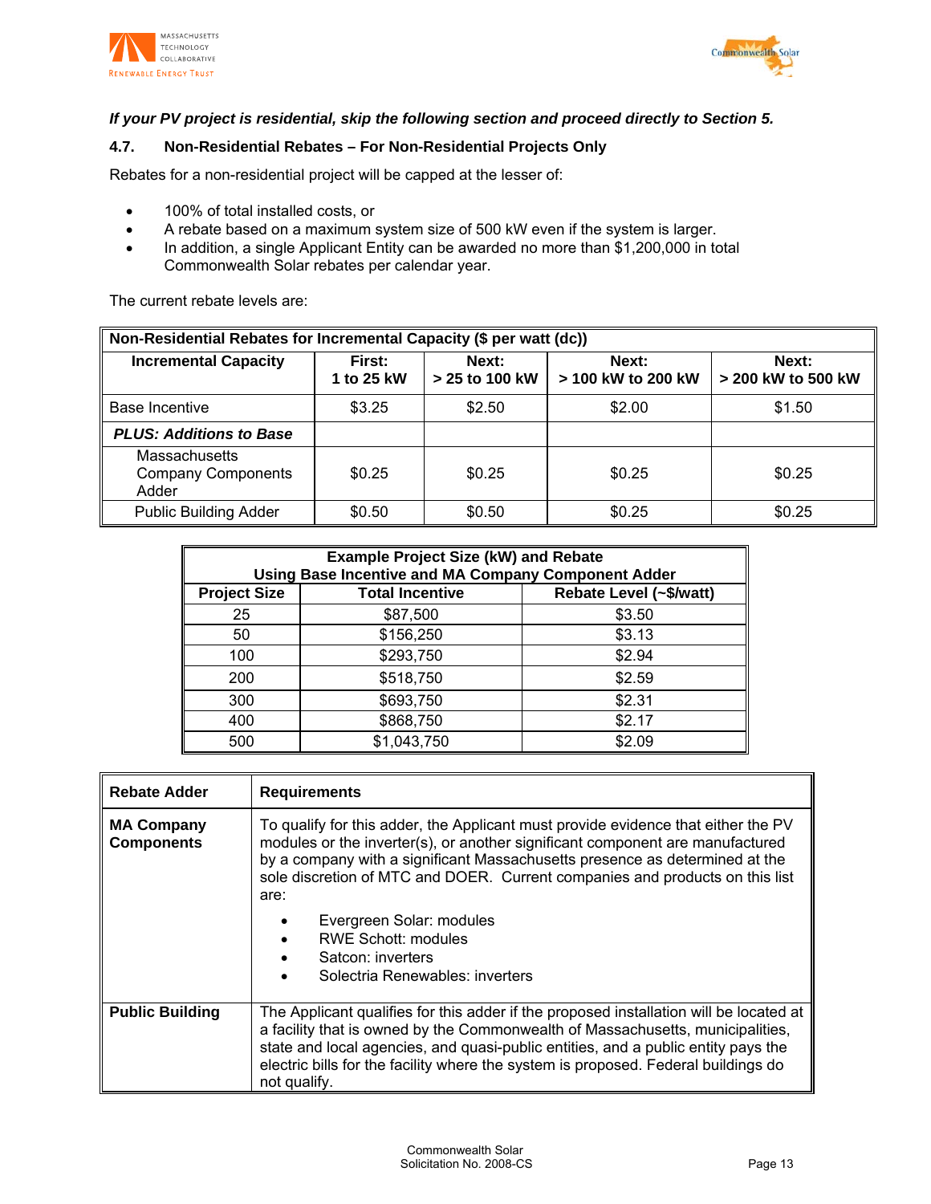***If your PV project is residential, skip the following section and proceed directly to Section 5.***

### 4.7. Non-Residential Rebates – For Non-Residential Projects Only

Rebates for a non-residential project will be capped at the lesser of:

- 100% of total installed costs, or
- A rebate based on a maximum system size of 500 kW even if the system is larger.
- In addition, a single Applicant Entity can be awarded no more than $1,200,000 in total Commonwealth Solar rebates per calendar year.

The current rebate levels are:

| Non-Residential Rebates for Incremental Capacity ($ per watt (dc)) | | | | |
|---|---|---|---|---|
| **Incremental Capacity** | **First: 1 to 25 kW** | **Next: > 25 to 100 kW** | **Next: > 100 kW to 200 kW** | **Next: > 200 kW to 500 kW** |
| Base Incentive | $3.25 | $2.50 | $2.00 | $1.50 |
| ***PLUS: Additions to Base*** | | | | |
| Massachusetts Company Components Adder | $0.25 | $0.25 | $0.25 | $0.25 |
| Public Building Adder | $0.50 | $0.50 | $0.25 | $0.25 |

| Example Project Size (kW) and Rebate Using Base Incentive and MA Company Component Adder | | |
|---|---|---|
| **Project Size** | **Total Incentive** | **Rebate Level (~$/watt)** |
| 25 | $87,500 | $3.50 |
| 50 | $156,250 | $3.13 |
| 100 | $293,750 | $2.94 |
| 200 | $518,750 | $2.59 |
| 300 | $693,750 | $2.31 |
| 400 | $868,750 | $2.17 |
| 500 | $1,043,750 | $2.09 |

| Rebate Adder | Requirements |
|---|---|
| **MA Company Components** | To qualify for this adder, the Applicant must provide evidence that either the PV modules or the inverter(s), or another significant component are manufactured by a company with a significant Massachusetts presence as determined at the sole discretion of MTC and DOER. Current companies and products on this list are:<br>• Evergreen Solar: modules<br>• RWE Schott: modules<br>• Satcon: inverters<br>• Solectria Renewables: inverters |
| **Public Building** | The Applicant qualifies for this adder if the proposed installation will be located at a facility that is owned by the Commonwealth of Massachusetts, municipalities, state and local agencies, and quasi-public entities, and a public entity pays the electric bills for the facility where the system is proposed. Federal buildings do not qualify. |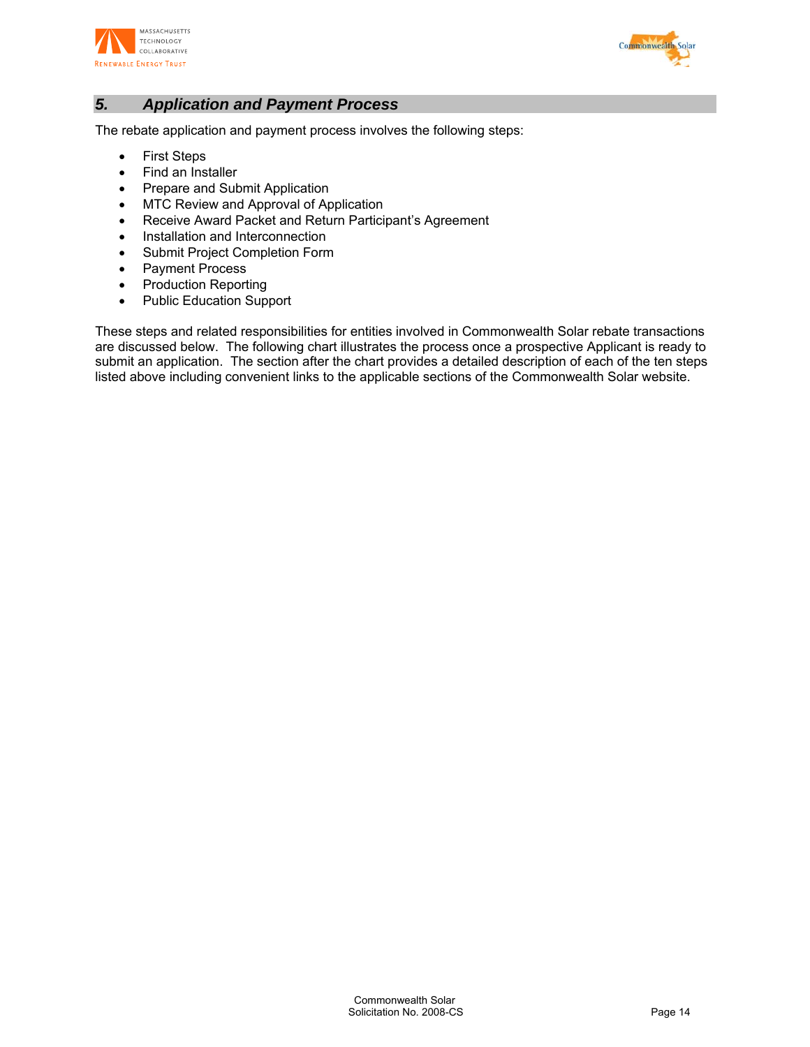## *5. Application and Payment Process*

The rebate application and payment process involves the following steps:

- First Steps
- Find an Installer
- Prepare and Submit Application
- MTC Review and Approval of Application
- Receive Award Packet and Return Participant's Agreement
- Installation and Interconnection
- Submit Project Completion Form
- Payment Process
- Production Reporting
- Public Education Support

These steps and related responsibilities for entities involved in Commonwealth Solar rebate transactions are discussed below. The following chart illustrates the process once a prospective Applicant is ready to submit an application. The section after the chart provides a detailed description of each of the ten steps listed above including convenient links to the applicable sections of the Commonwealth Solar website.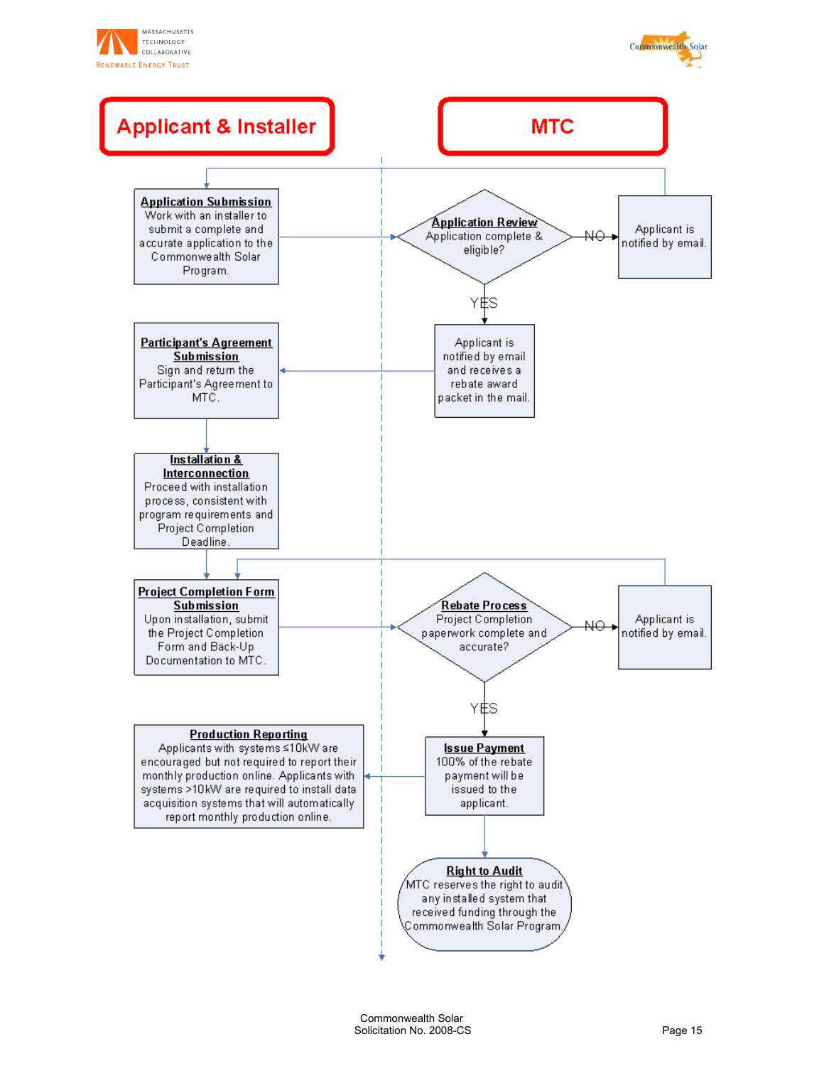## Applicant & Installer

## MTC

**Application Submission**
Work with an installer to submit a complete and accurate application to the Commonwealth Solar Program.

**Application Review**
Application complete & eligible?

NO → Applicant is notified by email.

YES → Applicant is notified by email and receives a rebate award packet in the mail.

**Participant's Agreement Submission**
Sign and return the Participant's Agreement to MTC.

**Installation & Interconnection**
Proceed with installation process, consistent with program requirements and Project Completion Deadline.

**Project Completion Form Submission**
Upon installation, submit the Project Completion Form and Back-Up Documentation to MTC.

**Rebate Process**
Project Completion paperwork complete and accurate?

NO → Applicant is notified by email.

YES → **Issue Payment**
100% of the rebate payment will be issued to the applicant.

**Production Reporting**
Applicants with systems ≤10kW are encouraged but not required to report their monthly production online. Applicants with systems >10kW are required to install data acquisition systems that will automatically report monthly production online.

**Right to Audit**
MTC reserves the right to audit any installed system that received funding through the Commonwealth Solar Program.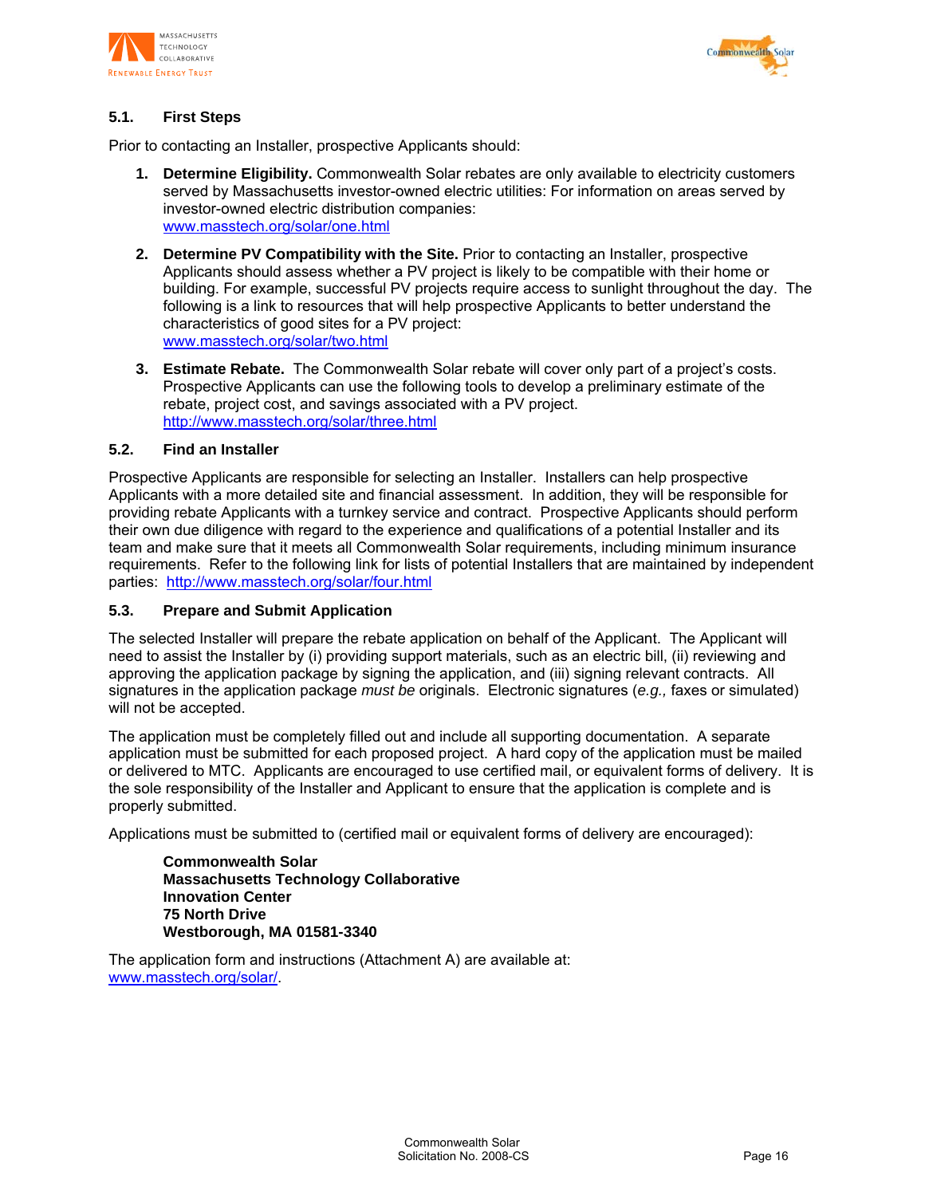### 5.1. First Steps

Prior to contacting an Installer, prospective Applicants should:

1. **Determine Eligibility.** Commonwealth Solar rebates are only available to electricity customers served by Massachusetts investor-owned electric utilities: For information on areas served by investor-owned electric distribution companies:
   www.masstech.org/solar/one.html

2. **Determine PV Compatibility with the Site.** Prior to contacting an Installer, prospective Applicants should assess whether a PV project is likely to be compatible with their home or building. For example, successful PV projects require access to sunlight throughout the day. The following is a link to resources that will help prospective Applicants to better understand the characteristics of good sites for a PV project:
   www.masstech.org/solar/two.html

3. **Estimate Rebate.** The Commonwealth Solar rebate will cover only part of a project's costs. Prospective Applicants can use the following tools to develop a preliminary estimate of the rebate, project cost, and savings associated with a PV project.
   http://www.masstech.org/solar/three.html

### 5.2. Find an Installer

Prospective Applicants are responsible for selecting an Installer. Installers can help prospective Applicants with a more detailed site and financial assessment. In addition, they will be responsible for providing rebate Applicants with a turnkey service and contract. Prospective Applicants should perform their own due diligence with regard to the experience and qualifications of a potential Installer and its team and make sure that it meets all Commonwealth Solar requirements, including minimum insurance requirements. Refer to the following link for lists of potential Installers that are maintained by independent parties: http://www.masstech.org/solar/four.html

### 5.3. Prepare and Submit Application

The selected Installer will prepare the rebate application on behalf of the Applicant. The Applicant will need to assist the Installer by (i) providing support materials, such as an electric bill, (ii) reviewing and approving the application package by signing the application, and (iii) signing relevant contracts. All signatures in the application package *must be* originals. Electronic signatures (*e.g.,* faxes or simulated) will not be accepted.

The application must be completely filled out and include all supporting documentation. A separate application must be submitted for each proposed project. A hard copy of the application must be mailed or delivered to MTC. Applicants are encouraged to use certified mail, or equivalent forms of delivery. It is the sole responsibility of the Installer and Applicant to ensure that the application is complete and is properly submitted.

Applications must be submitted to (certified mail or equivalent forms of delivery are encouraged):

> **Commonwealth Solar**
> **Massachusetts Technology Collaborative**
> **Innovation Center**
> **75 North Drive**
> **Westborough, MA 01581-3340**

The application form and instructions (Attachment A) are available at: www.masstech.org/solar/.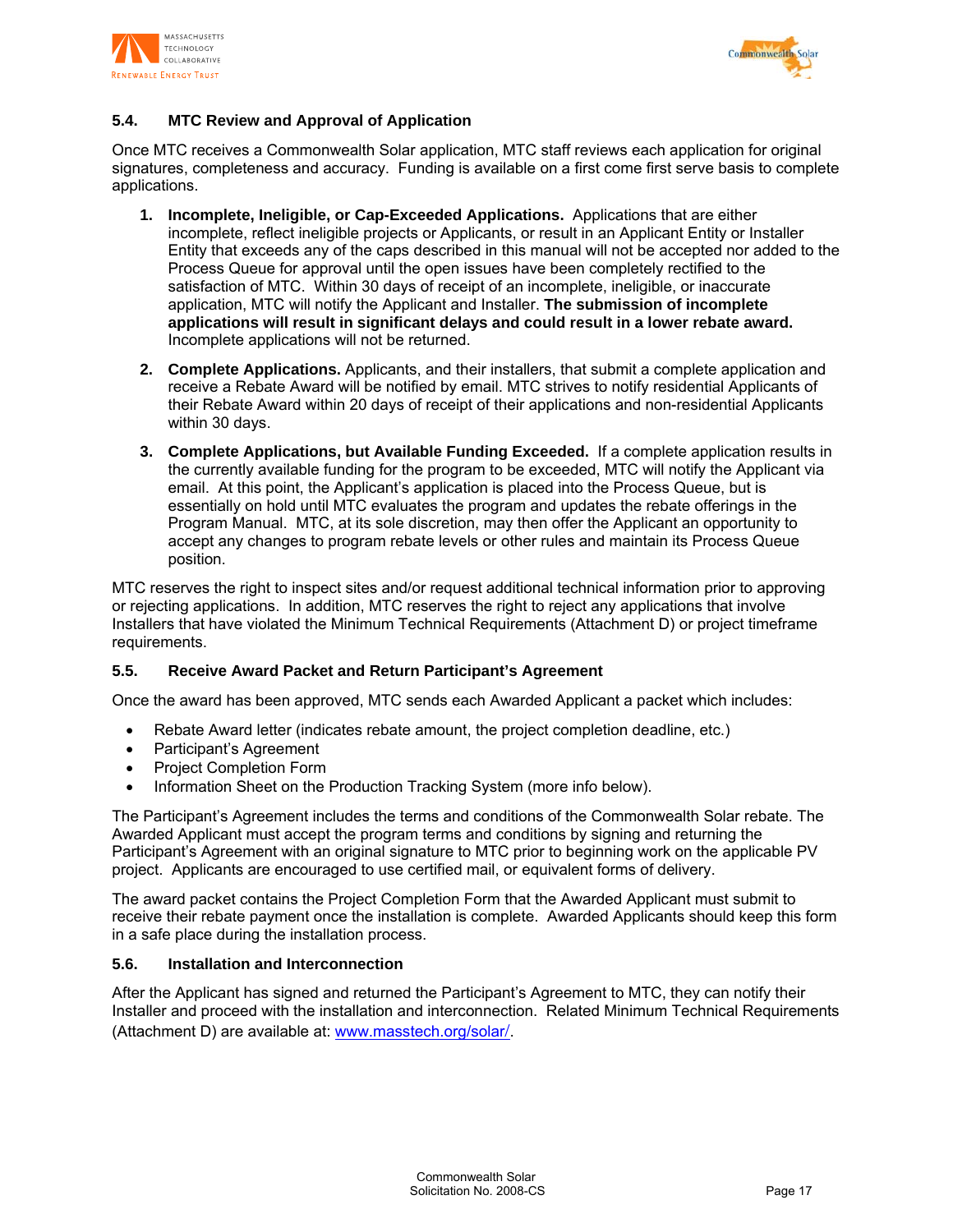### 5.4. MTC Review and Approval of Application

Once MTC receives a Commonwealth Solar application, MTC staff reviews each application for original signatures, completeness and accuracy. Funding is available on a first come first serve basis to complete applications.

1. **Incomplete, Ineligible, or Cap-Exceeded Applications.** Applications that are either incomplete, reflect ineligible projects or Applicants, or result in an Applicant Entity or Installer Entity that exceeds any of the caps described in this manual will not be accepted nor added to the Process Queue for approval until the open issues have been completely rectified to the satisfaction of MTC. Within 30 days of receipt of an incomplete, ineligible, or inaccurate application, MTC will notify the Applicant and Installer. **The submission of incomplete applications will result in significant delays and could result in a lower rebate award.** Incomplete applications will not be returned.

2. **Complete Applications.** Applicants, and their installers, that submit a complete application and receive a Rebate Award will be notified by email. MTC strives to notify residential Applicants of their Rebate Award within 20 days of receipt of their applications and non-residential Applicants within 30 days.

3. **Complete Applications, but Available Funding Exceeded.** If a complete application results in the currently available funding for the program to be exceeded, MTC will notify the Applicant via email. At this point, the Applicant's application is placed into the Process Queue, but is essentially on hold until MTC evaluates the program and updates the rebate offerings in the Program Manual. MTC, at its sole discretion, may then offer the Applicant an opportunity to accept any changes to program rebate levels or other rules and maintain its Process Queue position.

MTC reserves the right to inspect sites and/or request additional technical information prior to approving or rejecting applications. In addition, MTC reserves the right to reject any applications that involve Installers that have violated the Minimum Technical Requirements (Attachment D) or project timeframe requirements.

### 5.5. Receive Award Packet and Return Participant's Agreement

Once the award has been approved, MTC sends each Awarded Applicant a packet which includes:

- Rebate Award letter (indicates rebate amount, the project completion deadline, etc.)
- Participant's Agreement
- Project Completion Form
- Information Sheet on the Production Tracking System (more info below).

The Participant's Agreement includes the terms and conditions of the Commonwealth Solar rebate. The Awarded Applicant must accept the program terms and conditions by signing and returning the Participant's Agreement with an original signature to MTC prior to beginning work on the applicable PV project. Applicants are encouraged to use certified mail, or equivalent forms of delivery.

The award packet contains the Project Completion Form that the Awarded Applicant must submit to receive their rebate payment once the installation is complete. Awarded Applicants should keep this form in a safe place during the installation process.

### 5.6. Installation and Interconnection

After the Applicant has signed and returned the Participant's Agreement to MTC, they can notify their Installer and proceed with the installation and interconnection. Related Minimum Technical Requirements (Attachment D) are available at: www.masstech.org/solar/.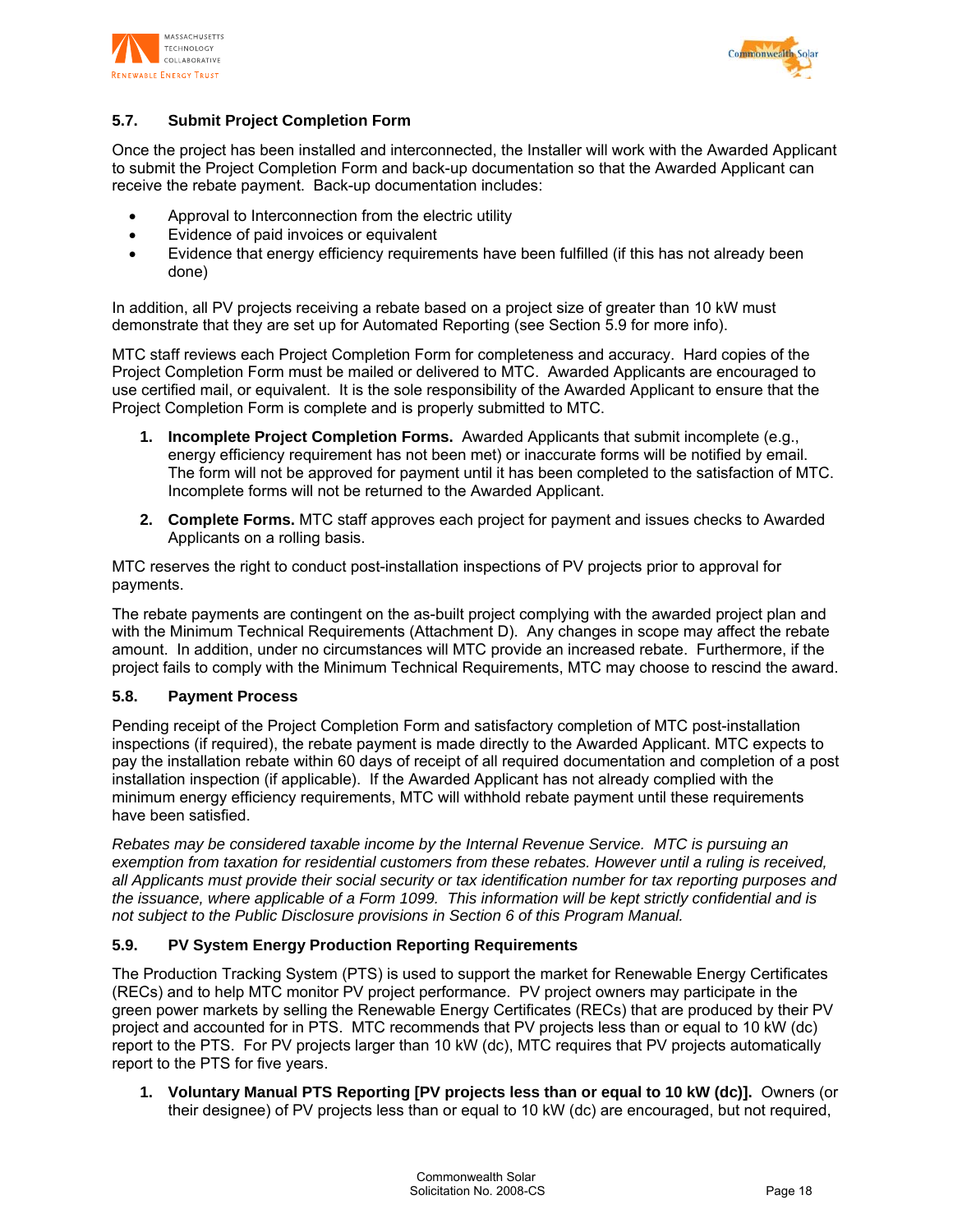### 5.7. Submit Project Completion Form

Once the project has been installed and interconnected, the Installer will work with the Awarded Applicant to submit the Project Completion Form and back-up documentation so that the Awarded Applicant can receive the rebate payment. Back-up documentation includes:

- Approval to Interconnection from the electric utility
- Evidence of paid invoices or equivalent
- Evidence that energy efficiency requirements have been fulfilled (if this has not already been done)

In addition, all PV projects receiving a rebate based on a project size of greater than 10 kW must demonstrate that they are set up for Automated Reporting (see Section 5.9 for more info).

MTC staff reviews each Project Completion Form for completeness and accuracy. Hard copies of the Project Completion Form must be mailed or delivered to MTC. Awarded Applicants are encouraged to use certified mail, or equivalent. It is the sole responsibility of the Awarded Applicant to ensure that the Project Completion Form is complete and is properly submitted to MTC.

1. **Incomplete Project Completion Forms.** Awarded Applicants that submit incomplete (e.g., energy efficiency requirement has not been met) or inaccurate forms will be notified by email. The form will not be approved for payment until it has been completed to the satisfaction of MTC. Incomplete forms will not be returned to the Awarded Applicant.
2. **Complete Forms.** MTC staff approves each project for payment and issues checks to Awarded Applicants on a rolling basis.

MTC reserves the right to conduct post-installation inspections of PV projects prior to approval for payments.

The rebate payments are contingent on the as-built project complying with the awarded project plan and with the Minimum Technical Requirements (Attachment D). Any changes in scope may affect the rebate amount. In addition, under no circumstances will MTC provide an increased rebate. Furthermore, if the project fails to comply with the Minimum Technical Requirements, MTC may choose to rescind the award.

### 5.8. Payment Process

Pending receipt of the Project Completion Form and satisfactory completion of MTC post-installation inspections (if required), the rebate payment is made directly to the Awarded Applicant. MTC expects to pay the installation rebate within 60 days of receipt of all required documentation and completion of a post installation inspection (if applicable). If the Awarded Applicant has not already complied with the minimum energy efficiency requirements, MTC will withhold rebate payment until these requirements have been satisfied.

*Rebates may be considered taxable income by the Internal Revenue Service. MTC is pursuing an exemption from taxation for residential customers from these rebates. However until a ruling is received, all Applicants must provide their social security or tax identification number for tax reporting purposes and the issuance, where applicable of a Form 1099. This information will be kept strictly confidential and is not subject to the Public Disclosure provisions in Section 6 of this Program Manual.*

### 5.9. PV System Energy Production Reporting Requirements

The Production Tracking System (PTS) is used to support the market for Renewable Energy Certificates (RECs) and to help MTC monitor PV project performance. PV project owners may participate in the green power markets by selling the Renewable Energy Certificates (RECs) that are produced by their PV project and accounted for in PTS. MTC recommends that PV projects less than or equal to 10 kW (dc) report to the PTS. For PV projects larger than 10 kW (dc), MTC requires that PV projects automatically report to the PTS for five years.

1. **Voluntary Manual PTS Reporting [PV projects less than or equal to 10 kW (dc)].** Owners (or their designee) of PV projects less than or equal to 10 kW (dc) are encouraged, but not required,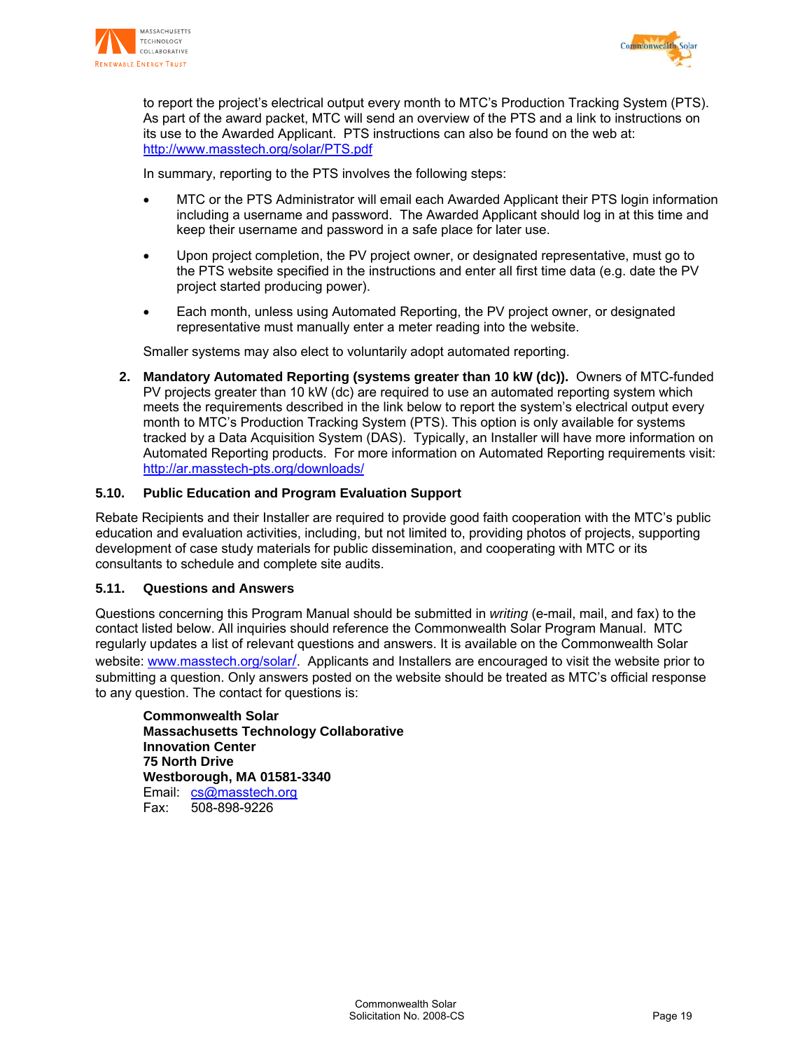to report the project's electrical output every month to MTC's Production Tracking System (PTS). As part of the award packet, MTC will send an overview of the PTS and a link to instructions on its use to the Awarded Applicant. PTS instructions can also be found on the web at: http://www.masstech.org/solar/PTS.pdf

In summary, reporting to the PTS involves the following steps:

- MTC or the PTS Administrator will email each Awarded Applicant their PTS login information including a username and password. The Awarded Applicant should log in at this time and keep their username and password in a safe place for later use.
- Upon project completion, the PV project owner, or designated representative, must go to the PTS website specified in the instructions and enter all first time data (e.g. date the PV project started producing power).
- Each month, unless using Automated Reporting, the PV project owner, or designated representative must manually enter a meter reading into the website.

Smaller systems may also elect to voluntarily adopt automated reporting.

2. **Mandatory Automated Reporting (systems greater than 10 kW (dc)).** Owners of MTC-funded PV projects greater than 10 kW (dc) are required to use an automated reporting system which meets the requirements described in the link below to report the system's electrical output every month to MTC's Production Tracking System (PTS). This option is only available for systems tracked by a Data Acquisition System (DAS). Typically, an Installer will have more information on Automated Reporting products. For more information on Automated Reporting requirements visit: http://ar.masstech-pts.org/downloads/

### 5.10. Public Education and Program Evaluation Support

Rebate Recipients and their Installer are required to provide good faith cooperation with the MTC's public education and evaluation activities, including, but not limited to, providing photos of projects, supporting development of case study materials for public dissemination, and cooperating with MTC or its consultants to schedule and complete site audits.

### 5.11. Questions and Answers

Questions concerning this Program Manual should be submitted in *writing* (e-mail, mail, and fax) to the contact listed below. All inquiries should reference the Commonwealth Solar Program Manual. MTC regularly updates a list of relevant questions and answers. It is available on the Commonwealth Solar website: www.masstech.org/solar/. Applicants and Installers are encouraged to visit the website prior to submitting a question. Only answers posted on the website should be treated as MTC's official response to any question. The contact for questions is:

**Commonwealth Solar**
**Massachusetts Technology Collaborative**
**Innovation Center**
**75 North Drive**
**Westborough, MA 01581-3340**
Email: cs@masstech.org
Fax: 508-898-9226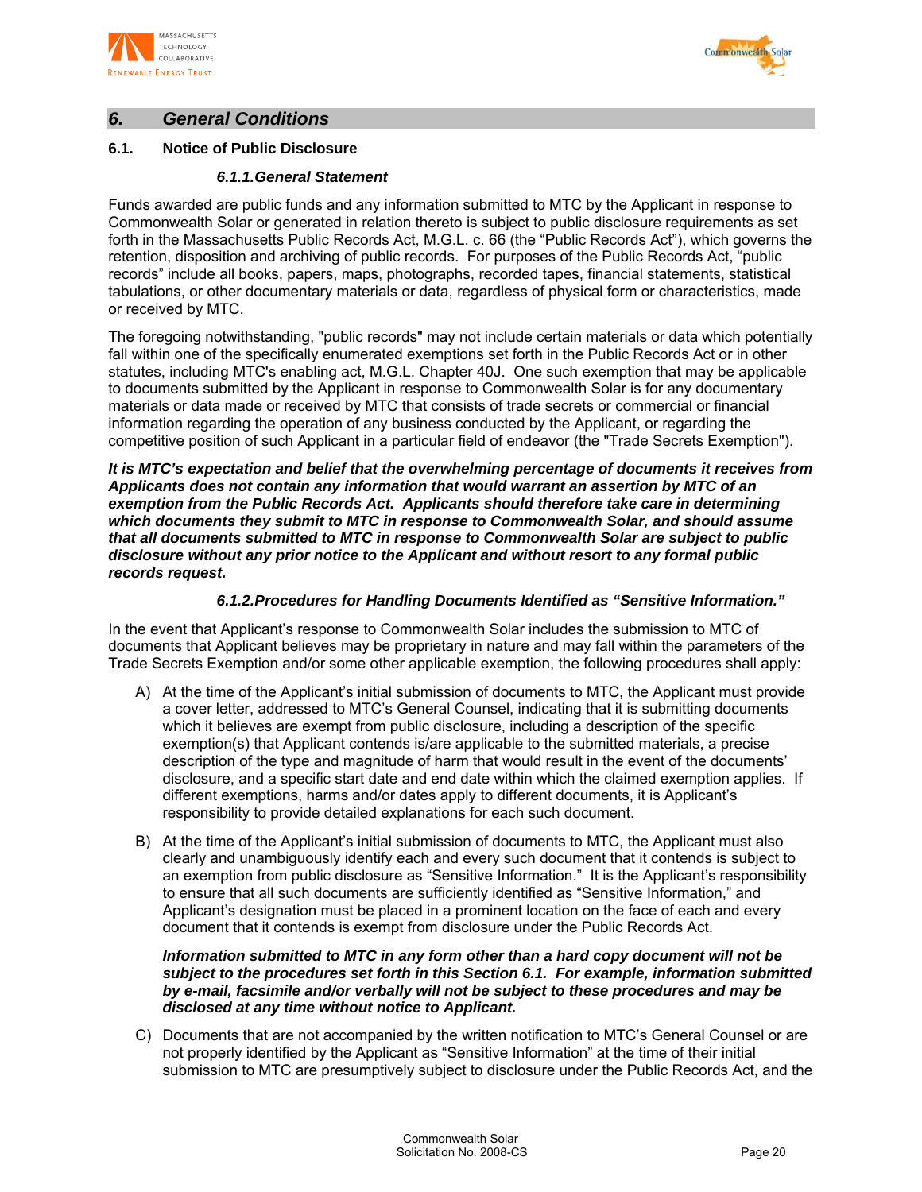## 6. General Conditions

### 6.1. Notice of Public Disclosure

#### *6.1.1. General Statement*

Funds awarded are public funds and any information submitted to MTC by the Applicant in response to Commonwealth Solar or generated in relation thereto is subject to public disclosure requirements as set forth in the Massachusetts Public Records Act, M.G.L. c. 66 (the "Public Records Act"), which governs the retention, disposition and archiving of public records. For purposes of the Public Records Act, "public records" include all books, papers, maps, photographs, recorded tapes, financial statements, statistical tabulations, or other documentary materials or data, regardless of physical form or characteristics, made or received by MTC.

The foregoing notwithstanding, "public records" may not include certain materials or data which potentially fall within one of the specifically enumerated exemptions set forth in the Public Records Act or in other statutes, including MTC's enabling act, M.G.L. Chapter 40J. One such exemption that may be applicable to documents submitted by the Applicant in response to Commonwealth Solar is for any documentary materials or data made or received by MTC that consists of trade secrets or commercial or financial information regarding the operation of any business conducted by the Applicant, or regarding the competitive position of such Applicant in a particular field of endeavor (the "Trade Secrets Exemption").

***It is MTC's expectation and belief that the overwhelming percentage of documents it receives from Applicants does not contain any information that would warrant an assertion by MTC of an exemption from the Public Records Act. Applicants should therefore take care in determining which documents they submit to MTC in response to Commonwealth Solar, and should assume that all documents submitted to MTC in response to Commonwealth Solar are subject to public disclosure without any prior notice to the Applicant and without resort to any formal public records request.***

#### *6.1.2. Procedures for Handling Documents Identified as "Sensitive Information."*

In the event that Applicant's response to Commonwealth Solar includes the submission to MTC of documents that Applicant believes may be proprietary in nature and may fall within the parameters of the Trade Secrets Exemption and/or some other applicable exemption, the following procedures shall apply:

A) At the time of the Applicant's initial submission of documents to MTC, the Applicant must provide a cover letter, addressed to MTC's General Counsel, indicating that it is submitting documents which it believes are exempt from public disclosure, including a description of the specific exemption(s) that Applicant contends is/are applicable to the submitted materials, a precise description of the type and magnitude of harm that would result in the event of the documents' disclosure, and a specific start date and end date within which the claimed exemption applies. If different exemptions, harms and/or dates apply to different documents, it is Applicant's responsibility to provide detailed explanations for each such document.

B) At the time of the Applicant's initial submission of documents to MTC, the Applicant must also clearly and unambiguously identify each and every such document that it contends is subject to an exemption from public disclosure as "Sensitive Information." It is the Applicant's responsibility to ensure that all such documents are sufficiently identified as "Sensitive Information," and Applicant's designation must be placed in a prominent location on the face of each and every document that it contends is exempt from disclosure under the Public Records Act.

   ***Information submitted to MTC in any form other than a hard copy document will not be subject to the procedures set forth in this Section 6.1. For example, information submitted by e-mail, facsimile and/or verbally will not be subject to these procedures and may be disclosed at any time without notice to Applicant.***

C) Documents that are not accompanied by the written notification to MTC's General Counsel or are not properly identified by the Applicant as "Sensitive Information" at the time of their initial submission to MTC are presumptively subject to disclosure under the Public Records Act, and the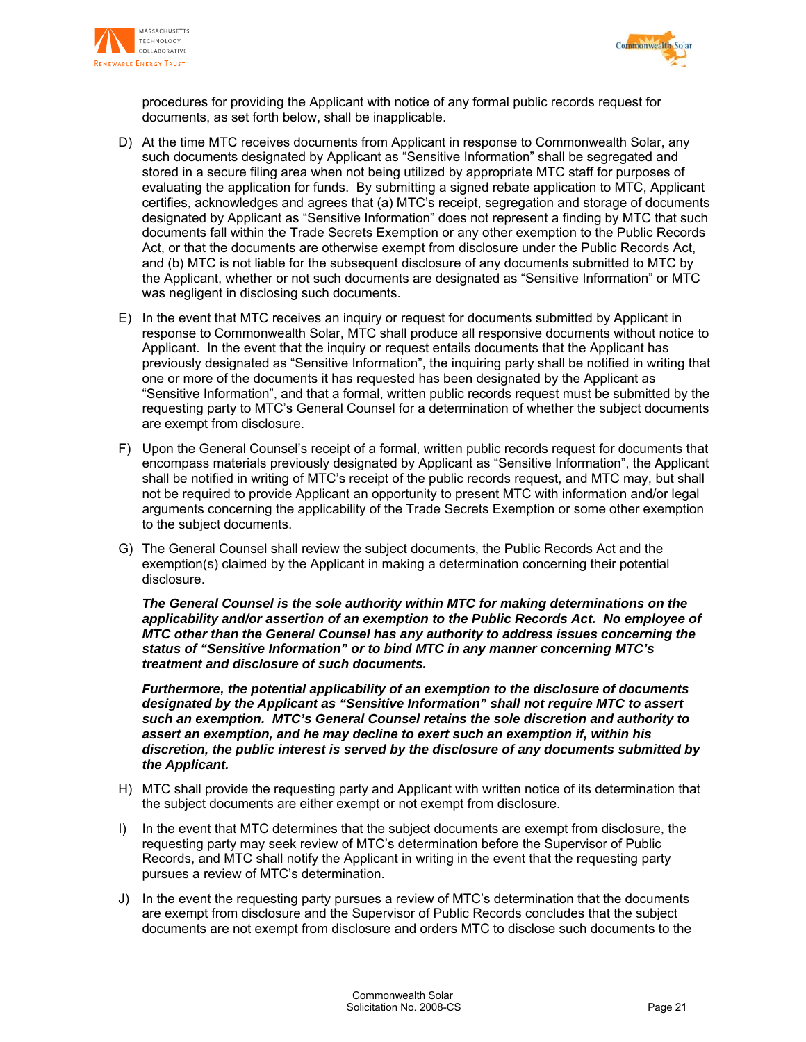procedures for providing the Applicant with notice of any formal public records request for documents, as set forth below, shall be inapplicable.

D) At the time MTC receives documents from Applicant in response to Commonwealth Solar, any such documents designated by Applicant as “Sensitive Information” shall be segregated and stored in a secure filing area when not being utilized by appropriate MTC staff for purposes of evaluating the application for funds. By submitting a signed rebate application to MTC, Applicant certifies, acknowledges and agrees that (a) MTC’s receipt, segregation and storage of documents designated by Applicant as “Sensitive Information” does not represent a finding by MTC that such documents fall within the Trade Secrets Exemption or any other exemption to the Public Records Act, or that the documents are otherwise exempt from disclosure under the Public Records Act, and (b) MTC is not liable for the subsequent disclosure of any documents submitted to MTC by the Applicant, whether or not such documents are designated as “Sensitive Information” or MTC was negligent in disclosing such documents.

E) In the event that MTC receives an inquiry or request for documents submitted by Applicant in response to Commonwealth Solar, MTC shall produce all responsive documents without notice to Applicant. In the event that the inquiry or request entails documents that the Applicant has previously designated as “Sensitive Information”, the inquiring party shall be notified in writing that one or more of the documents it has requested has been designated by the Applicant as “Sensitive Information”, and that a formal, written public records request must be submitted by the requesting party to MTC’s General Counsel for a determination of whether the subject documents are exempt from disclosure.

F) Upon the General Counsel’s receipt of a formal, written public records request for documents that encompass materials previously designated by Applicant as “Sensitive Information”, the Applicant shall be notified in writing of MTC’s receipt of the public records request, and MTC may, but shall not be required to provide Applicant an opportunity to present MTC with information and/or legal arguments concerning the applicability of the Trade Secrets Exemption or some other exemption to the subject documents.

G) The General Counsel shall review the subject documents, the Public Records Act and the exemption(s) claimed by the Applicant in making a determination concerning their potential disclosure.

***The General Counsel is the sole authority within MTC for making determinations on the applicability and/or assertion of an exemption to the Public Records Act. No employee of MTC other than the General Counsel has any authority to address issues concerning the status of “Sensitive Information” or to bind MTC in any manner concerning MTC’s treatment and disclosure of such documents.***

***Furthermore, the potential applicability of an exemption to the disclosure of documents designated by the Applicant as “Sensitive Information” shall not require MTC to assert such an exemption. MTC’s General Counsel retains the sole discretion and authority to assert an exemption, and he may decline to exert such an exemption if, within his discretion, the public interest is served by the disclosure of any documents submitted by the Applicant.***

H) MTC shall provide the requesting party and Applicant with written notice of its determination that the subject documents are either exempt or not exempt from disclosure.

I) In the event that MTC determines that the subject documents are exempt from disclosure, the requesting party may seek review of MTC’s determination before the Supervisor of Public Records, and MTC shall notify the Applicant in writing in the event that the requesting party pursues a review of MTC’s determination.

J) In the event the requesting party pursues a review of MTC’s determination that the documents are exempt from disclosure and the Supervisor of Public Records concludes that the subject documents are not exempt from disclosure and orders MTC to disclose such documents to the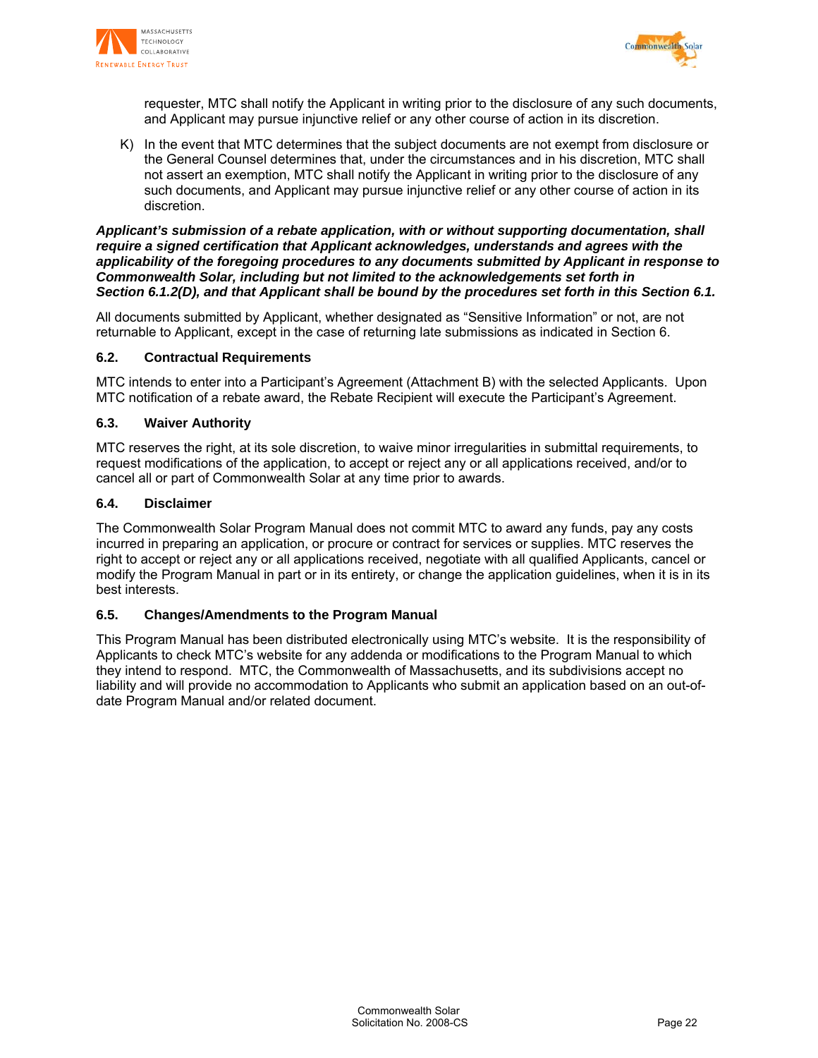requester, MTC shall notify the Applicant in writing prior to the disclosure of any such documents, and Applicant may pursue injunctive relief or any other course of action in its discretion.

K) In the event that MTC determines that the subject documents are not exempt from disclosure or the General Counsel determines that, under the circumstances and in his discretion, MTC shall not assert an exemption, MTC shall notify the Applicant in writing prior to the disclosure of any such documents, and Applicant may pursue injunctive relief or any other course of action in its discretion.

***Applicant's submission of a rebate application, with or without supporting documentation, shall require a signed certification that Applicant acknowledges, understands and agrees with the applicability of the foregoing procedures to any documents submitted by Applicant in response to Commonwealth Solar, including but not limited to the acknowledgements set forth in Section 6.1.2(D), and that Applicant shall be bound by the procedures set forth in this Section 6.1.***

All documents submitted by Applicant, whether designated as "Sensitive Information" or not, are not returnable to Applicant, except in the case of returning late submissions as indicated in Section 6.

### 6.2. Contractual Requirements

MTC intends to enter into a Participant's Agreement (Attachment B) with the selected Applicants. Upon MTC notification of a rebate award, the Rebate Recipient will execute the Participant's Agreement.

### 6.3. Waiver Authority

MTC reserves the right, at its sole discretion, to waive minor irregularities in submittal requirements, to request modifications of the application, to accept or reject any or all applications received, and/or to cancel all or part of Commonwealth Solar at any time prior to awards.

### 6.4. Disclaimer

The Commonwealth Solar Program Manual does not commit MTC to award any funds, pay any costs incurred in preparing an application, or procure or contract for services or supplies. MTC reserves the right to accept or reject any or all applications received, negotiate with all qualified Applicants, cancel or modify the Program Manual in part or in its entirety, or change the application guidelines, when it is in its best interests.

### 6.5. Changes/Amendments to the Program Manual

This Program Manual has been distributed electronically using MTC's website. It is the responsibility of Applicants to check MTC's website for any addenda or modifications to the Program Manual to which they intend to respond. MTC, the Commonwealth of Massachusetts, and its subdivisions accept no liability and will provide no accommodation to Applicants who submit an application based on an out-of-date Program Manual and/or related document.